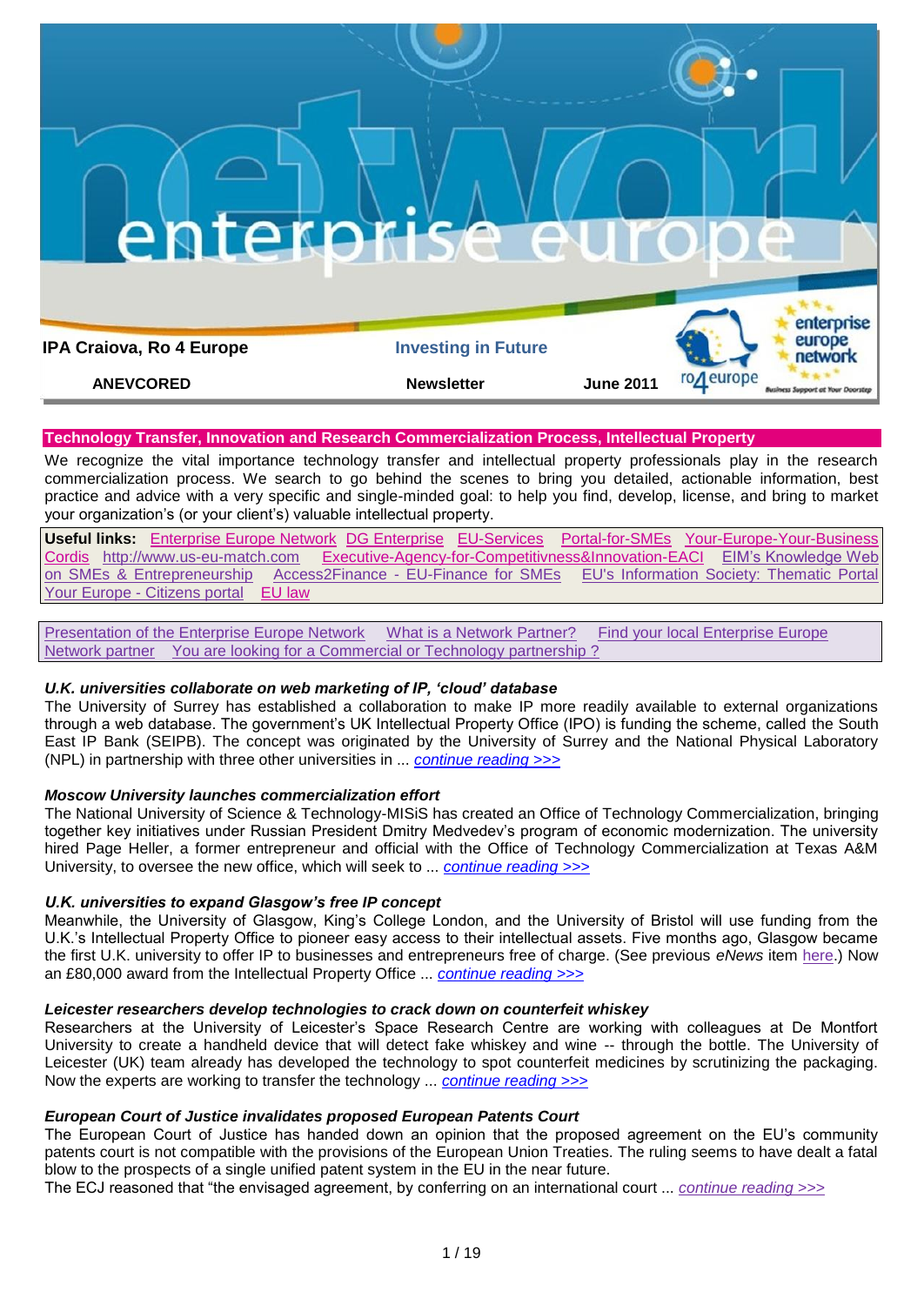**IPA Craiova, Ro 4 Europe** | **Investing in Future**

**ANEVCORED** | **Newsletter** | **June 2011**

## Technology Transfer, Innovation and Research Commercialization Process, Intellectual Property

We recognize the vital importance technology transfer and intellectual property professionals play in the research commercialization process. We search to go behind the scenes to bring you detailed, actionable information, best practice and advice with a very specific and single-minded goal: to help you find, develop, license, and bring to market your organization's (or your client's) valuable intellectual property.

**Useful links:** Enterprise Europe Network DG Enterprise EU-Services Portal-for-SMEs Your-Europe-Your-Business Cordis http://www.us-eu-match.com Executive-Agency-for-Competitivness&Innovation-EACI EIM's Knowledge Web on SMEs & Entrepreneurship Access2Finance - EU-Finance for SMEs EU's Information Society: Thematic Portal Your Europe - Citizens portal EU law

Presentation of the Enterprise Europe Network What is a Network Partner? Find your local Enterprise Europe Network partner You are looking for a Commercial or Technology partnership ?

### *U.K. universities collaborate on web marketing of IP, 'cloud' database*

The University of Surrey has established a collaboration to make IP more readily available to external organizations through a web database. The government's UK Intellectual Property Office (IPO) is funding the scheme, called the South East IP Bank (SEIPB). The concept was originated by the University of Surrey and the National Physical Laboratory (NPL) in partnership with three other universities in ... *continue reading >>>*

### *Moscow University launches commercialization effort*

The National University of Science & Technology-MISiS has created an Office of Technology Commercialization, bringing together key initiatives under Russian President Dmitry Medvedev's program of economic modernization. The university hired Page Heller, a former entrepreneur and official with the Office of Technology Commercialization at Texas A&M University, to oversee the new office, which will seek to ... *continue reading >>>*

### *U.K. universities to expand Glasgow's free IP concept*

Meanwhile, the University of Glasgow, King's College London, and the University of Bristol will use funding from the U.K.'s Intellectual Property Office to pioneer easy access to their intellectual assets. Five months ago, Glasgow became the first U.K. university to offer IP to businesses and entrepreneurs free of charge. (See previous *eNews* item here.) Now an £80,000 award from the Intellectual Property Office ... *continue reading >>>*

### *Leicester researchers develop technologies to crack down on counterfeit whiskey*

Researchers at the University of Leicester's Space Research Centre are working with colleagues at De Montfort University to create a handheld device that will detect fake whiskey and wine -- through the bottle. The University of Leicester (UK) team already has developed the technology to spot counterfeit medicines by scrutinizing the packaging. Now the experts are working to transfer the technology ... *continue reading >>>*

### *European Court of Justice invalidates proposed European Patents Court*

The European Court of Justice has handed down an opinion that the proposed agreement on the EU's community patents court is not compatible with the provisions of the European Union Treaties. The ruling seems to have dealt a fatal blow to the prospects of a single unified patent system in the EU in the near future.

The ECJ reasoned that "the envisaged agreement, by conferring on an international court ... *continue reading >>>*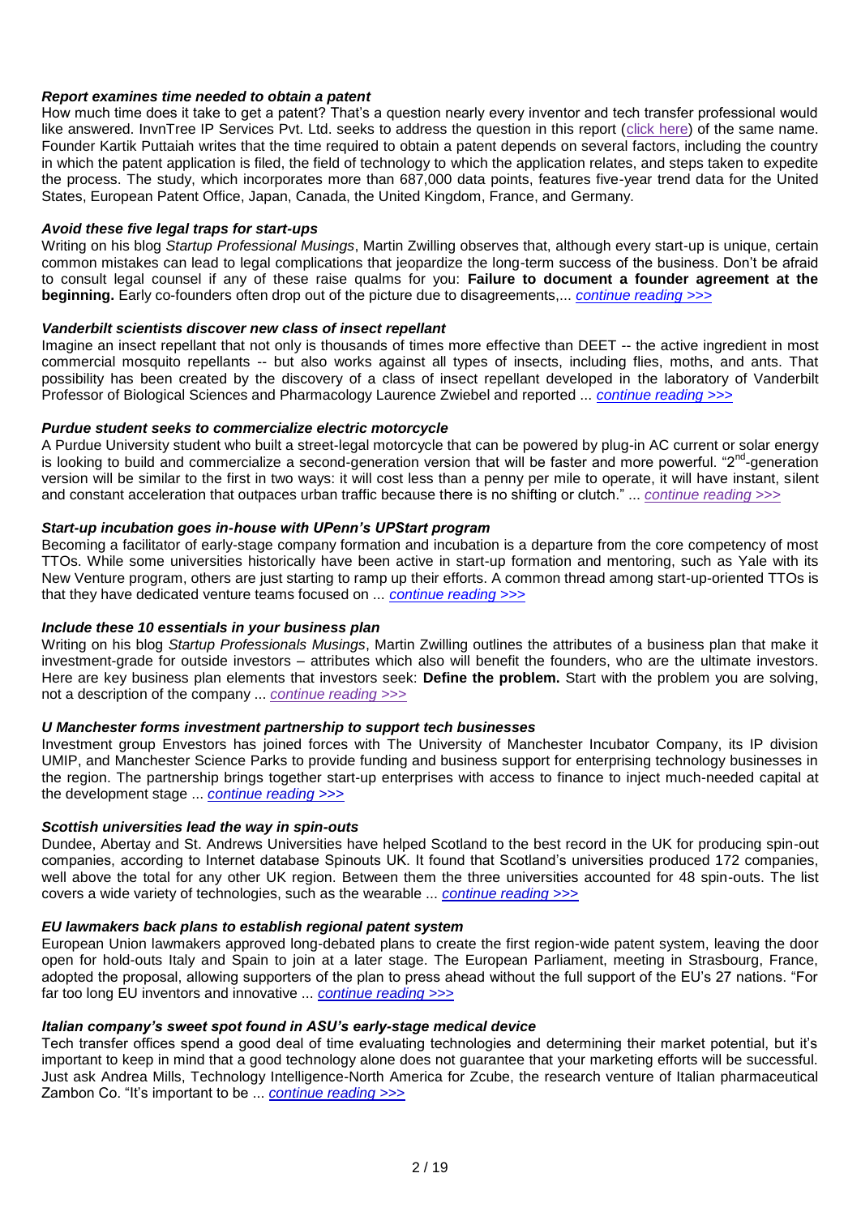### *Report examines time needed to obtain a patent*

How much time does it take to get a patent? That's a question nearly every inventor and tech transfer professional would like answered. InvnTree IP Services Pvt. Ltd. seeks to address the question in this report (click here) of the same name. Founder Kartik Puttaiah writes that the time required to obtain a patent depends on several factors, including the country in which the patent application is filed, the field of technology to which the application relates, and steps taken to expedite the process. The study, which incorporates more than 687,000 data points, features five-year trend data for the United States, European Patent Office, Japan, Canada, the United Kingdom, France, and Germany.

### *Avoid these five legal traps for start-ups*

Writing on his blog *Startup Professional Musings*, Martin Zwilling observes that, although every start-up is unique, certain common mistakes can lead to legal complications that jeopardize the long-term success of the business. Don't be afraid to consult legal counsel if any of these raise qualms for you: **Failure to document a founder agreement at the beginning.** Early co-founders often drop out of the picture due to disagreements,... *continue reading >>>*

### *Vanderbilt scientists discover new class of insect repellant*

Imagine an insect repellant that not only is thousands of times more effective than DEET -- the active ingredient in most commercial mosquito repellants -- but also works against all types of insects, including flies, moths, and ants. That possibility has been created by the discovery of a class of insect repellant developed in the laboratory of Vanderbilt Professor of Biological Sciences and Pharmacology Laurence Zwiebel and reported ... *continue reading >>>*

### *Purdue student seeks to commercialize electric motorcycle*

A Purdue University student who built a street-legal motorcycle that can be powered by plug-in AC current or solar energy is looking to build and commercialize a second-generation version that will be faster and more powerful. "2nd-generation version will be similar to the first in two ways: it will cost less than a penny per mile to operate, it will have instant, silent and constant acceleration that outpaces urban traffic because there is no shifting or clutch." ... *continue reading >>>*

### *Start-up incubation goes in-house with UPenn's UPStart program*

Becoming a facilitator of early-stage company formation and incubation is a departure from the core competency of most TTOs. While some universities historically have been active in start-up formation and mentoring, such as Yale with its New Venture program, others are just starting to ramp up their efforts. A common thread among start-up-oriented TTOs is that they have dedicated venture teams focused on ... *continue reading >>>*

### *Include these 10 essentials in your business plan*

Writing on his blog *Startup Professionals Musings*, Martin Zwilling outlines the attributes of a business plan that make it investment-grade for outside investors – attributes which also will benefit the founders, who are the ultimate investors. Here are key business plan elements that investors seek: **Define the problem.** Start with the problem you are solving, not a description of the company ... *continue reading >>>*

### *U Manchester forms investment partnership to support tech businesses*

Investment group Envestors has joined forces with The University of Manchester Incubator Company, its IP division UMIP, and Manchester Science Parks to provide funding and business support for enterprising technology businesses in the region. The partnership brings together start-up enterprises with access to finance to inject much-needed capital at the development stage ... *continue reading >>>*

### *Scottish universities lead the way in spin-outs*

Dundee, Abertay and St. Andrews Universities have helped Scotland to the best record in the UK for producing spin-out companies, according to Internet database Spinouts UK. It found that Scotland's universities produced 172 companies, well above the total for any other UK region. Between them the three universities accounted for 48 spin-outs. The list covers a wide variety of technologies, such as the wearable ... *continue reading >>>*

### *EU lawmakers back plans to establish regional patent system*

European Union lawmakers approved long-debated plans to create the first region-wide patent system, leaving the door open for hold-outs Italy and Spain to join at a later stage. The European Parliament, meeting in Strasbourg, France, adopted the proposal, allowing supporters of the plan to press ahead without the full support of the EU's 27 nations. "For far too long EU inventors and innovative ... *continue reading >>>*

### *Italian company's sweet spot found in ASU's early-stage medical device*

Tech transfer offices spend a good deal of time evaluating technologies and determining their market potential, but it's important to keep in mind that a good technology alone does not guarantee that your marketing efforts will be successful. Just ask Andrea Mills, Technology Intelligence-North America for Zcube, the research venture of Italian pharmaceutical Zambon Co. "It's important to be ... *continue reading >>>*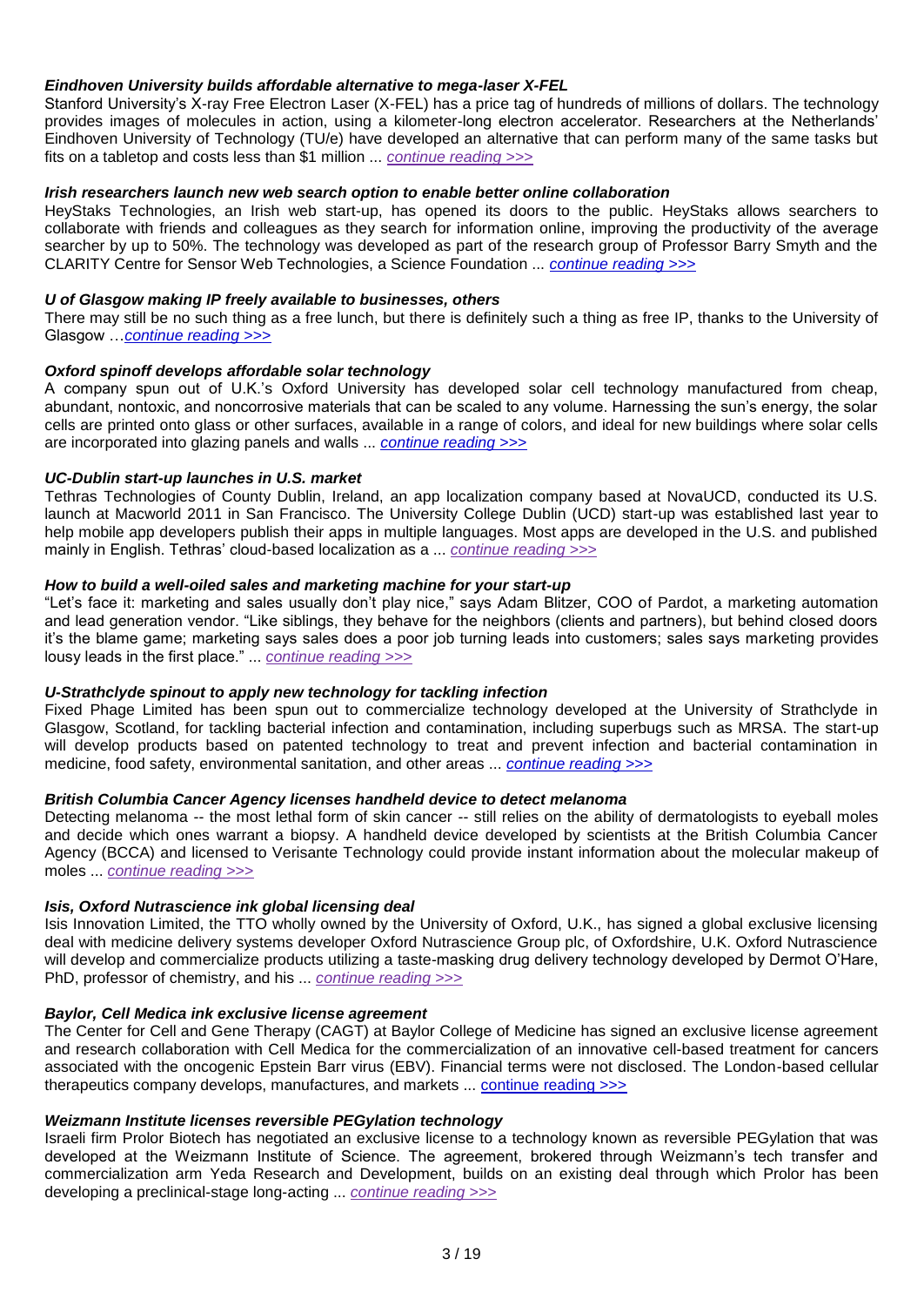### *Eindhoven University builds affordable alternative to mega-laser X-FEL*

Stanford University's X-ray Free Electron Laser (X-FEL) has a price tag of hundreds of millions of dollars. The technology provides images of molecules in action, using a kilometer-long electron accelerator. Researchers at the Netherlands' Eindhoven University of Technology (TU/e) have developed an alternative that can perform many of the same tasks but fits on a tabletop and costs less than $1 million ... *continue reading >>>*

### *Irish researchers launch new web search option to enable better online collaboration*

HeyStaks Technologies, an Irish web start-up, has opened its doors to the public. HeyStaks allows searchers to collaborate with friends and colleagues as they search for information online, improving the productivity of the average searcher by up to 50%. The technology was developed as part of the research group of Professor Barry Smyth and the CLARITY Centre for Sensor Web Technologies, a Science Foundation ... *continue reading >>>*

### *U of Glasgow making IP freely available to businesses, others*

There may still be no such thing as a free lunch, but there is definitely such a thing as free IP, thanks to the University of Glasgow …*continue reading >>>*

### *Oxford spinoff develops affordable solar technology*

A company spun out of U.K.'s Oxford University has developed solar cell technology manufactured from cheap, abundant, nontoxic, and noncorrosive materials that can be scaled to any volume. Harnessing the sun's energy, the solar cells are printed onto glass or other surfaces, available in a range of colors, and ideal for new buildings where solar cells are incorporated into glazing panels and walls ... *continue reading >>>*

### *UC-Dublin start-up launches in U.S. market*

Tethras Technologies of County Dublin, Ireland, an app localization company based at NovaUCD, conducted its U.S. launch at Macworld 2011 in San Francisco. The University College Dublin (UCD) start-up was established last year to help mobile app developers publish their apps in multiple languages. Most apps are developed in the U.S. and published mainly in English. Tethras' cloud-based localization as a ... *continue reading >>>*

### *How to build a well-oiled sales and marketing machine for your start-up*

"Let's face it: marketing and sales usually don't play nice," says Adam Blitzer, COO of Pardot, a marketing automation and lead generation vendor. "Like siblings, they behave for the neighbors (clients and partners), but behind closed doors it's the blame game; marketing says sales does a poor job turning leads into customers; sales says marketing provides lousy leads in the first place." ... *continue reading >>>*

### *U-Strathclyde spinout to apply new technology for tackling infection*

Fixed Phage Limited has been spun out to commercialize technology developed at the University of Strathclyde in Glasgow, Scotland, for tackling bacterial infection and contamination, including superbugs such as MRSA. The start-up will develop products based on patented technology to treat and prevent infection and bacterial contamination in medicine, food safety, environmental sanitation, and other areas ... *continue reading >>>*

### *British Columbia Cancer Agency licenses handheld device to detect melanoma*

Detecting melanoma -- the most lethal form of skin cancer -- still relies on the ability of dermatologists to eyeball moles and decide which ones warrant a biopsy. A handheld device developed by scientists at the British Columbia Cancer Agency (BCCA) and licensed to Verisante Technology could provide instant information about the molecular makeup of moles ... *continue reading >>>*

### *Isis, Oxford Nutrascience ink global licensing deal*

Isis Innovation Limited, the TTO wholly owned by the University of Oxford, U.K., has signed a global exclusive licensing deal with medicine delivery systems developer Oxford Nutrascience Group plc, of Oxfordshire, U.K. Oxford Nutrascience will develop and commercialize products utilizing a taste-masking drug delivery technology developed by Dermot O'Hare, PhD, professor of chemistry, and his ... *continue reading >>>*

### *Baylor, Cell Medica ink exclusive license agreement*

The Center for Cell and Gene Therapy (CAGT) at Baylor College of Medicine has signed an exclusive license agreement and research collaboration with Cell Medica for the commercialization of an innovative cell-based treatment for cancers associated with the oncogenic Epstein Barr virus (EBV). Financial terms were not disclosed. The London-based cellular therapeutics company develops, manufactures, and markets ... continue reading >>>

### *Weizmann Institute licenses reversible PEGylation technology*

Israeli firm Prolor Biotech has negotiated an exclusive license to a technology known as reversible PEGylation that was developed at the Weizmann Institute of Science. The agreement, brokered through Weizmann's tech transfer and commercialization arm Yeda Research and Development, builds on an existing deal through which Prolor has been developing a preclinical-stage long-acting ... *continue reading >>>*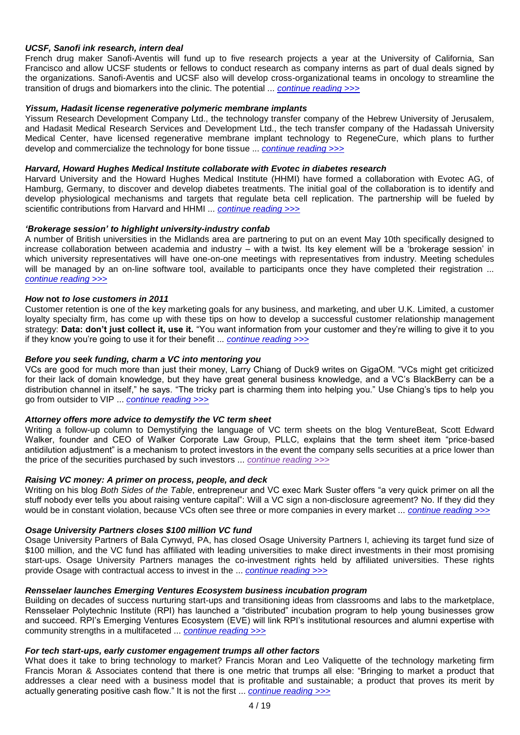***UCSF, Sanofi ink research, intern deal***

French drug maker Sanofi-Aventis will fund up to five research projects a year at the University of California, San Francisco and allow UCSF students or fellows to conduct research as company interns as part of dual deals signed by the organizations. Sanofi-Aventis and UCSF also will develop cross-organizational teams in oncology to streamline the transition of drugs and biomarkers into the clinic. The potential ... *continue reading >>>*

***Yissum, Hadasit license regenerative polymeric membrane implants***

Yissum Research Development Company Ltd., the technology transfer company of the Hebrew University of Jerusalem, and Hadasit Medical Research Services and Development Ltd., the tech transfer company of the Hadassah University Medical Center, have licensed regenerative membrane implant technology to RegeneCure, which plans to further develop and commercialize the technology for bone tissue ... *continue reading >>>*

***Harvard, Howard Hughes Medical Institute collaborate with Evotec in diabetes research***

Harvard University and the Howard Hughes Medical Institute (HHMI) have formed a collaboration with Evotec AG, of Hamburg, Germany, to discover and develop diabetes treatments. The initial goal of the collaboration is to identify and develop physiological mechanisms and targets that regulate beta cell replication. The partnership will be fueled by scientific contributions from Harvard and HHMI ... *continue reading >>>*

***'Brokerage session' to highlight university-industry confab***

A number of British universities in the Midlands area are partnering to put on an event May 10th specifically designed to increase collaboration between academia and industry – with a twist. Its key element will be a 'brokerage session' in which university representatives will have one-on-one meetings with representatives from industry. Meeting schedules will be managed by an on-line software tool, available to participants once they have completed their registration ... *continue reading >>>*

***How* not *to lose customers in 2011***

Customer retention is one of the key marketing goals for any business, and marketing, and uber U.K. Limited, a customer loyalty specialty firm, has come up with these tips on how to develop a successful customer relationship management strategy: **Data: don't just collect it, use it.** "You want information from your customer and they're willing to give it to you if they know you're going to use it for their benefit ... *continue reading >>>*

***Before you seek funding, charm a VC into mentoring you***

VCs are good for much more than just their money, Larry Chiang of Duck9 writes on GigaOM. "VCs might get criticized for their lack of domain knowledge, but they have great general business knowledge, and a VC's BlackBerry can be a distribution channel in itself," he says. "The tricky part is charming them into helping you." Use Chiang's tips to help you go from outsider to VIP ... *continue reading >>>*

***Attorney offers more advice to demystify the VC term sheet***

Writing a follow-up column to Demystifying the language of VC term sheets on the blog VentureBeat, Scott Edward Walker, founder and CEO of Walker Corporate Law Group, PLLC, explains that the term sheet item "price-based antidilution adjustment" is a mechanism to protect investors in the event the company sells securities at a price lower than the price of the securities purchased by such investors ... *continue reading >>>*

***Raising VC money: A primer on process, people, and deck***

Writing on his blog *Both Sides of the Table*, entrepreneur and VC exec Mark Suster offers "a very quick primer on all the stuff nobody ever tells you about raising venture capital": Will a VC sign a non-disclosure agreement? No. If they did they would be in constant violation, because VCs often see three or more companies in every market ... *continue reading >>>*

***Osage University Partners closes $100 million VC fund***

Osage University Partners of Bala Cynwyd, PA, has closed Osage University Partners I, achieving its target fund size of $100 million, and the VC fund has affiliated with leading universities to make direct investments in their most promising start-ups. Osage University Partners manages the co-investment rights held by affiliated universities. These rights provide Osage with contractual access to invest in the ... *continue reading >>>*

***Rensselaer launches Emerging Ventures Ecosystem business incubation program***

Building on decades of success nurturing start-ups and transitioning ideas from classrooms and labs to the marketplace, Rensselaer Polytechnic Institute (RPI) has launched a "distributed" incubation program to help young businesses grow and succeed. RPI's Emerging Ventures Ecosystem (EVE) will link RPI's institutional resources and alumni expertise with community strengths in a multifaceted ... *continue reading >>>*

***For tech start-ups, early customer engagement trumps all other factors***

What does it take to bring technology to market? Francis Moran and Leo Valiquette of the technology marketing firm Francis Moran & Associates contend that there is one metric that trumps all else: "Bringing to market a product that addresses a clear need with a business model that is profitable and sustainable; a product that proves its merit by actually generating positive cash flow." It is not the first ... *continue reading >>>*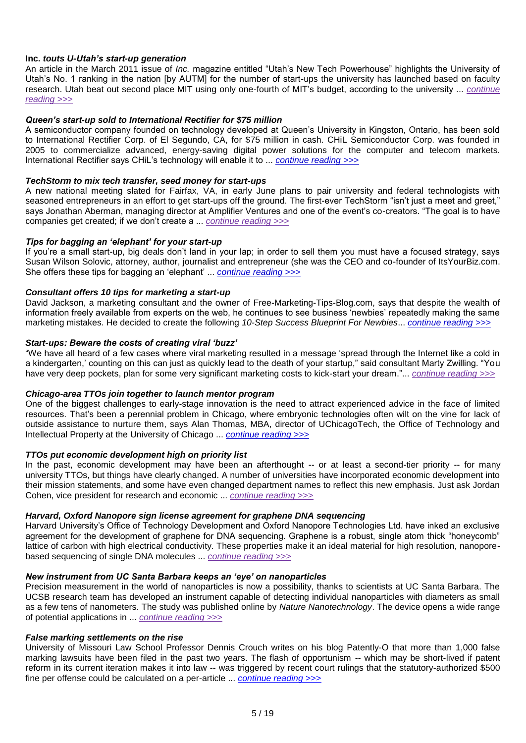### **Inc.** *touts U-Utah's start-up generation*

An article in the March 2011 issue of *Inc.* magazine entitled "Utah's New Tech Powerhouse" highlights the University of Utah's No. 1 ranking in the nation [by AUTM] for the number of start-ups the university has launched based on faculty research. Utah beat out second place MIT using only one-fourth of MIT's budget, according to the university ... *continue reading >>>*

### *Queen's start-up sold to International Rectifier for $75 million*

A semiconductor company founded on technology developed at Queen's University in Kingston, Ontario, has been sold to International Rectifier Corp. of El Segundo, CA, for $75 million in cash. CHiL Semiconductor Corp. was founded in 2005 to commercialize advanced, energy-saving digital power solutions for the computer and telecom markets. International Rectifier says CHiL's technology will enable it to ... *continue reading >>>*

### *TechStorm to mix tech transfer, seed money for start-ups*

A new national meeting slated for Fairfax, VA, in early June plans to pair university and federal technologists with seasoned entrepreneurs in an effort to get start-ups off the ground. The first-ever TechStorm "isn't just a meet and greet," says Jonathan Aberman, managing director at Amplifier Ventures and one of the event's co-creators. "The goal is to have companies get created; if we don't create a ... *continue reading >>>*

### *Tips for bagging an 'elephant' for your start-up*

If you're a small start-up, big deals don't land in your lap; in order to sell them you must have a focused strategy, says Susan Wilson Solovic, attorney, author, journalist and entrepreneur (she was the CEO and co-founder of ItsYourBiz.com. She offers these tips for bagging an 'elephant' ... *continue reading >>>*

### *Consultant offers 10 tips for marketing a start-up*

David Jackson, a marketing consultant and the owner of Free-Marketing-Tips-Blog.com, says that despite the wealth of information freely available from experts on the web, he continues to see business 'newbies' repeatedly making the same marketing mistakes. He decided to create the following *10-Step Success Blueprint For Newbies*... *continue reading >>>*

### *Start-ups: Beware the costs of creating viral 'buzz'*

"We have all heard of a few cases where viral marketing resulted in a message 'spread through the Internet like a cold in a kindergarten,' counting on this can just as quickly lead to the death of your startup," said consultant Marty Zwilling. "You have very deep pockets, plan for some very significant marketing costs to kick-start your dream."... *continue reading >>>*

### *Chicago-area TTOs join together to launch mentor program*

One of the biggest challenges to early-stage innovation is the need to attract experienced advice in the face of limited resources. That's been a perennial problem in Chicago, where embryonic technologies often wilt on the vine for lack of outside assistance to nurture them, says Alan Thomas, MBA, director of UChicagoTech, the Office of Technology and Intellectual Property at the University of Chicago ... *continue reading >>>*

### *TTOs put economic development high on priority list*

In the past, economic development may have been an afterthought -- or at least a second-tier priority -- for many university TTOs, but things have clearly changed. A number of universities have incorporated economic development into their mission statements, and some have even changed department names to reflect this new emphasis. Just ask Jordan Cohen, vice president for research and economic ... *continue reading >>>*

### *Harvard, Oxford Nanopore sign license agreement for graphene DNA sequencing*

Harvard University's Office of Technology Development and Oxford Nanopore Technologies Ltd. have inked an exclusive agreement for the development of graphene for DNA sequencing. Graphene is a robust, single atom thick "honeycomb" lattice of carbon with high electrical conductivity. These properties make it an ideal material for high resolution, nanopore-based sequencing of single DNA molecules ... *continue reading >>>*

### *New instrument from UC Santa Barbara keeps an 'eye' on nanoparticles*

Precision measurement in the world of nanoparticles is now a possibility, thanks to scientists at UC Santa Barbara. The UCSB research team has developed an instrument capable of detecting individual nanoparticles with diameters as small as a few tens of nanometers. The study was published online by *Nature Nanotechnology*. The device opens a wide range of potential applications in ... *continue reading >>>*

### *False marking settlements on the rise*

University of Missouri Law School Professor Dennis Crouch writes on his blog Patently-O that more than 1,000 false marking lawsuits have been filed in the past two years. The flash of opportunism -- which may be short-lived if patent reform in its current iteration makes it into law -- was triggered by recent court rulings that the statutory-authorized $500 fine per offense could be calculated on a per-article ... *continue reading >>>*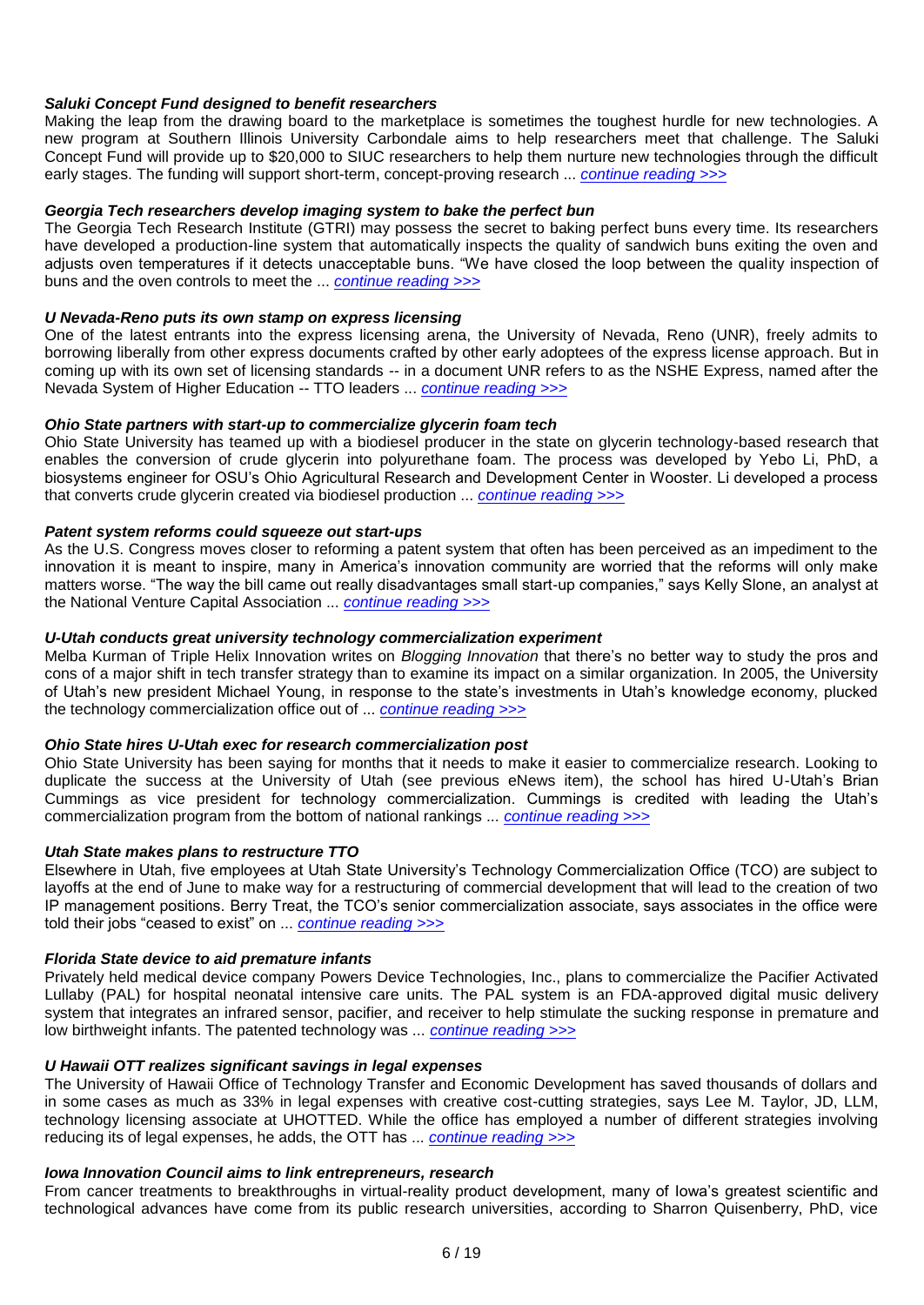***Saluki Concept Fund designed to benefit researchers***

Making the leap from the drawing board to the marketplace is sometimes the toughest hurdle for new technologies. A new program at Southern Illinois University Carbondale aims to help researchers meet that challenge. The Saluki Concept Fund will provide up to $20,000 to SIUC researchers to help them nurture new technologies through the difficult early stages. The funding will support short-term, concept-proving research ... *continue reading >>>*

***Georgia Tech researchers develop imaging system to bake the perfect bun***

The Georgia Tech Research Institute (GTRI) may possess the secret to baking perfect buns every time. Its researchers have developed a production-line system that automatically inspects the quality of sandwich buns exiting the oven and adjusts oven temperatures if it detects unacceptable buns. "We have closed the loop between the quality inspection of buns and the oven controls to meet the ... *continue reading >>>*

***U Nevada-Reno puts its own stamp on express licensing***

One of the latest entrants into the express licensing arena, the University of Nevada, Reno (UNR), freely admits to borrowing liberally from other express documents crafted by other early adoptees of the express license approach. But in coming up with its own set of licensing standards -- in a document UNR refers to as the NSHE Express, named after the Nevada System of Higher Education -- TTO leaders ... *continue reading >>>*

***Ohio State partners with start-up to commercialize glycerin foam tech***

Ohio State University has teamed up with a biodiesel producer in the state on glycerin technology-based research that enables the conversion of crude glycerin into polyurethane foam. The process was developed by Yebo Li, PhD, a biosystems engineer for OSU's Ohio Agricultural Research and Development Center in Wooster. Li developed a process that converts crude glycerin created via biodiesel production ... *continue reading >>>*

***Patent system reforms could squeeze out start-ups***

As the U.S. Congress moves closer to reforming a patent system that often has been perceived as an impediment to the innovation it is meant to inspire, many in America's innovation community are worried that the reforms will only make matters worse. "The way the bill came out really disadvantages small start-up companies," says Kelly Slone, an analyst at the National Venture Capital Association ... *continue reading >>>*

***U-Utah conducts great university technology commercialization experiment***

Melba Kurman of Triple Helix Innovation writes on *Blogging Innovation* that there's no better way to study the pros and cons of a major shift in tech transfer strategy than to examine its impact on a similar organization. In 2005, the University of Utah's new president Michael Young, in response to the state's investments in Utah's knowledge economy, plucked the technology commercialization office out of ... *continue reading >>>*

***Ohio State hires U-Utah exec for research commercialization post***

Ohio State University has been saying for months that it needs to make it easier to commercialize research. Looking to duplicate the success at the University of Utah (see previous eNews item), the school has hired U-Utah's Brian Cummings as vice president for technology commercialization. Cummings is credited with leading the Utah's commercialization program from the bottom of national rankings ... *continue reading >>>*

***Utah State makes plans to restructure TTO***

Elsewhere in Utah, five employees at Utah State University's Technology Commercialization Office (TCO) are subject to layoffs at the end of June to make way for a restructuring of commercial development that will lead to the creation of two IP management positions. Berry Treat, the TCO's senior commercialization associate, says associates in the office were told their jobs "ceased to exist" on ... *continue reading >>>*

***Florida State device to aid premature infants***

Privately held medical device company Powers Device Technologies, Inc., plans to commercialize the Pacifier Activated Lullaby (PAL) for hospital neonatal intensive care units. The PAL system is an FDA-approved digital music delivery system that integrates an infrared sensor, pacifier, and receiver to help stimulate the sucking response in premature and low birthweight infants. The patented technology was ... *continue reading >>>*

***U Hawaii OTT realizes significant savings in legal expenses***

The University of Hawaii Office of Technology Transfer and Economic Development has saved thousands of dollars and in some cases as much as 33% in legal expenses with creative cost-cutting strategies, says Lee M. Taylor, JD, LLM, technology licensing associate at UHOTTED. While the office has employed a number of different strategies involving reducing its of legal expenses, he adds, the OTT has ... *continue reading >>>*

***Iowa Innovation Council aims to link entrepreneurs, research***

From cancer treatments to breakthroughs in virtual-reality product development, many of Iowa's greatest scientific and technological advances have come from its public research universities, according to Sharron Quisenberry, PhD, vice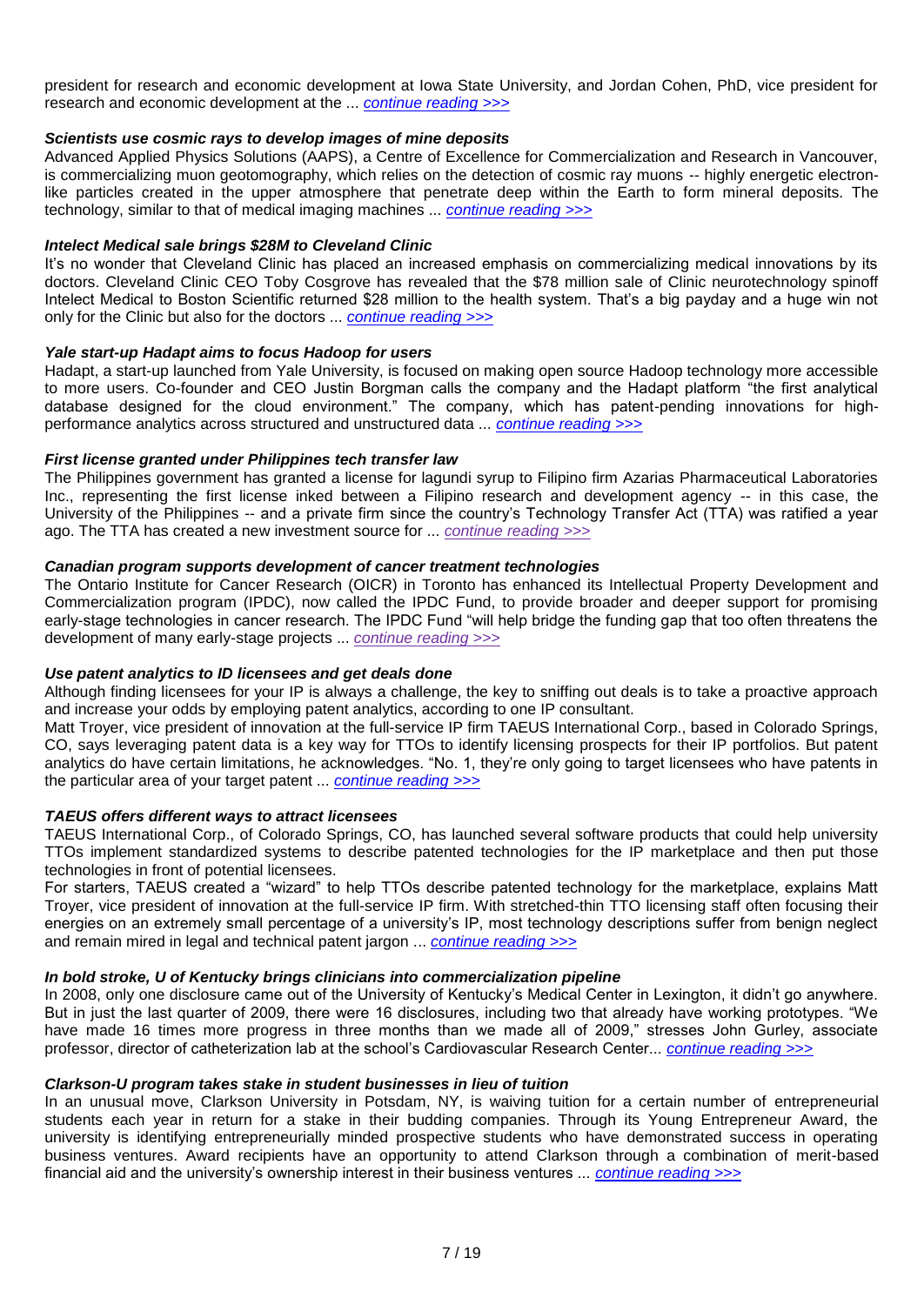president for research and economic development at Iowa State University, and Jordan Cohen, PhD, vice president for research and economic development at the ... *continue reading >>>*

### *Scientists use cosmic rays to develop images of mine deposits*

Advanced Applied Physics Solutions (AAPS), a Centre of Excellence for Commercialization and Research in Vancouver, is commercializing muon geotomography, which relies on the detection of cosmic ray muons -- highly energetic electron-like particles created in the upper atmosphere that penetrate deep within the Earth to form mineral deposits. The technology, similar to that of medical imaging machines ... *continue reading >>>*

### *Intelect Medical sale brings $28M to Cleveland Clinic*

It's no wonder that Cleveland Clinic has placed an increased emphasis on commercializing medical innovations by its doctors. Cleveland Clinic CEO Toby Cosgrove has revealed that the $78 million sale of Clinic neurotechnology spinoff Intelect Medical to Boston Scientific returned $28 million to the health system. That's a big payday and a huge win not only for the Clinic but also for the doctors ... *continue reading >>>*

### *Yale start-up Hadapt aims to focus Hadoop for users*

Hadapt, a start-up launched from Yale University, is focused on making open source Hadoop technology more accessible to more users. Co-founder and CEO Justin Borgman calls the company and the Hadapt platform "the first analytical database designed for the cloud environment." The company, which has patent-pending innovations for high-performance analytics across structured and unstructured data ... *continue reading >>>*

### *First license granted under Philippines tech transfer law*

The Philippines government has granted a license for lagundi syrup to Filipino firm Azarias Pharmaceutical Laboratories Inc., representing the first license inked between a Filipino research and development agency -- in this case, the University of the Philippines -- and a private firm since the country's Technology Transfer Act (TTA) was ratified a year ago. The TTA has created a new investment source for ... *continue reading >>>*

### *Canadian program supports development of cancer treatment technologies*

The Ontario Institute for Cancer Research (OICR) in Toronto has enhanced its Intellectual Property Development and Commercialization program (IPDC), now called the IPDC Fund, to provide broader and deeper support for promising early-stage technologies in cancer research. The IPDC Fund "will help bridge the funding gap that too often threatens the development of many early-stage projects ... *continue reading >>>*

### *Use patent analytics to ID licensees and get deals done*

Although finding licensees for your IP is always a challenge, the key to sniffing out deals is to take a proactive approach and increase your odds by employing patent analytics, according to one IP consultant.

Matt Troyer, vice president of innovation at the full-service IP firm TAEUS International Corp., based in Colorado Springs, CO, says leveraging patent data is a key way for TTOs to identify licensing prospects for their IP portfolios. But patent analytics do have certain limitations, he acknowledges. "No. 1, they're only going to target licensees who have patents in the particular area of your target patent ... *continue reading >>>*

### *TAEUS offers different ways to attract licensees*

TAEUS International Corp., of Colorado Springs, CO, has launched several software products that could help university TTOs implement standardized systems to describe patented technologies for the IP marketplace and then put those technologies in front of potential licensees.

For starters, TAEUS created a "wizard" to help TTOs describe patented technology for the marketplace, explains Matt Troyer, vice president of innovation at the full-service IP firm. With stretched-thin TTO licensing staff often focusing their energies on an extremely small percentage of a university's IP, most technology descriptions suffer from benign neglect and remain mired in legal and technical patent jargon ... *continue reading >>>*

### *In bold stroke, U of Kentucky brings clinicians into commercialization pipeline*

In 2008, only one disclosure came out of the University of Kentucky's Medical Center in Lexington, it didn't go anywhere. But in just the last quarter of 2009, there were 16 disclosures, including two that already have working prototypes. "We have made 16 times more progress in three months than we made all of 2009," stresses John Gurley, associate professor, director of catheterization lab at the school's Cardiovascular Research Center... *continue reading >>>*

### *Clarkson-U program takes stake in student businesses in lieu of tuition*

In an unusual move, Clarkson University in Potsdam, NY, is waiving tuition for a certain number of entrepreneurial students each year in return for a stake in their budding companies. Through its Young Entrepreneur Award, the university is identifying entrepreneurially minded prospective students who have demonstrated success in operating business ventures. Award recipients have an opportunity to attend Clarkson through a combination of merit-based financial aid and the university's ownership interest in their business ventures ... *continue reading >>>*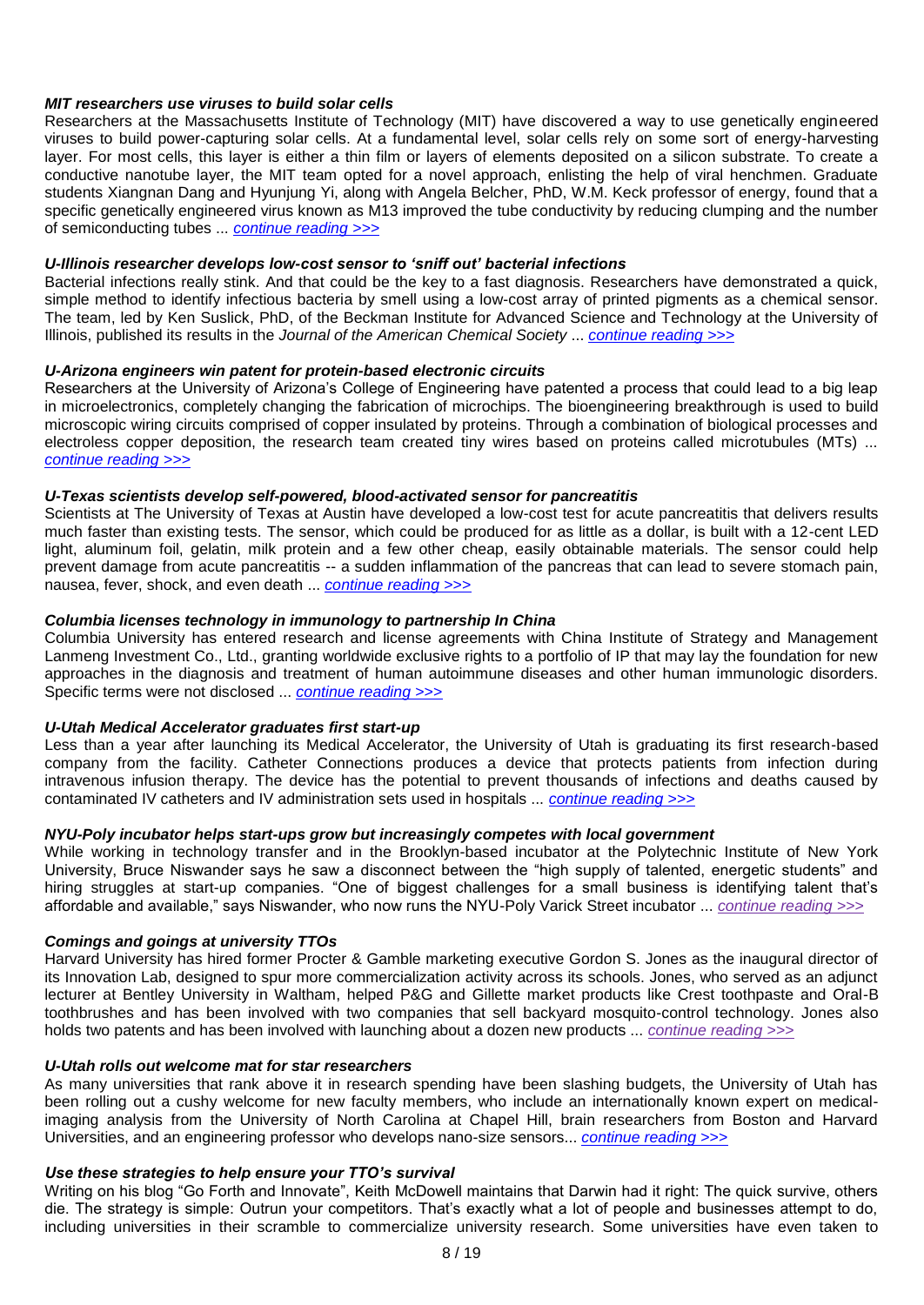***MIT researchers use viruses to build solar cells***

Researchers at the Massachusetts Institute of Technology (MIT) have discovered a way to use genetically engineered viruses to build power-capturing solar cells. At a fundamental level, solar cells rely on some sort of energy-harvesting layer. For most cells, this layer is either a thin film or layers of elements deposited on a silicon substrate. To create a conductive nanotube layer, the MIT team opted for a novel approach, enlisting the help of viral henchmen. Graduate students Xiangnan Dang and Hyunjung Yi, along with Angela Belcher, PhD, W.M. Keck professor of energy, found that a specific genetically engineered virus known as M13 improved the tube conductivity by reducing clumping and the number of semiconducting tubes ... *continue reading >>>*

***U-Illinois researcher develops low-cost sensor to 'sniff out' bacterial infections***

Bacterial infections really stink. And that could be the key to a fast diagnosis. Researchers have demonstrated a quick, simple method to identify infectious bacteria by smell using a low-cost array of printed pigments as a chemical sensor. The team, led by Ken Suslick, PhD, of the Beckman Institute for Advanced Science and Technology at the University of Illinois, published its results in the *Journal of the American Chemical Society* ... *continue reading >>>*

***U-Arizona engineers win patent for protein-based electronic circuits***

Researchers at the University of Arizona's College of Engineering have patented a process that could lead to a big leap in microelectronics, completely changing the fabrication of microchips. The bioengineering breakthrough is used to build microscopic wiring circuits comprised of copper insulated by proteins. Through a combination of biological processes and electroless copper deposition, the research team created tiny wires based on proteins called microtubules (MTs) ... *continue reading >>>*

***U-Texas scientists develop self-powered, blood-activated sensor for pancreatitis***

Scientists at The University of Texas at Austin have developed a low-cost test for acute pancreatitis that delivers results much faster than existing tests. The sensor, which could be produced for as little as a dollar, is built with a 12-cent LED light, aluminum foil, gelatin, milk protein and a few other cheap, easily obtainable materials. The sensor could help prevent damage from acute pancreatitis -- a sudden inflammation of the pancreas that can lead to severe stomach pain, nausea, fever, shock, and even death ... *continue reading >>>*

***Columbia licenses technology in immunology to partnership In China***

Columbia University has entered research and license agreements with China Institute of Strategy and Management Lanmeng Investment Co., Ltd., granting worldwide exclusive rights to a portfolio of IP that may lay the foundation for new approaches in the diagnosis and treatment of human autoimmune diseases and other human immunologic disorders. Specific terms were not disclosed ... *continue reading >>>*

***U-Utah Medical Accelerator graduates first start-up***

Less than a year after launching its Medical Accelerator, the University of Utah is graduating its first research-based company from the facility. Catheter Connections produces a device that protects patients from infection during intravenous infusion therapy. The device has the potential to prevent thousands of infections and deaths caused by contaminated IV catheters and IV administration sets used in hospitals ... *continue reading >>>*

***NYU-Poly incubator helps start-ups grow but increasingly competes with local government***

While working in technology transfer and in the Brooklyn-based incubator at the Polytechnic Institute of New York University, Bruce Niswander says he saw a disconnect between the "high supply of talented, energetic students" and hiring struggles at start-up companies. "One of biggest challenges for a small business is identifying talent that's affordable and available," says Niswander, who now runs the NYU-Poly Varick Street incubator ... *continue reading >>>*

***Comings and goings at university TTOs***

Harvard University has hired former Procter & Gamble marketing executive Gordon S. Jones as the inaugural director of its Innovation Lab, designed to spur more commercialization activity across its schools. Jones, who served as an adjunct lecturer at Bentley University in Waltham, helped P&G and Gillette market products like Crest toothpaste and Oral-B toothbrushes and has been involved with two companies that sell backyard mosquito-control technology. Jones also holds two patents and has been involved with launching about a dozen new products ... *continue reading >>>*

***U-Utah rolls out welcome mat for star researchers***

As many universities that rank above it in research spending have been slashing budgets, the University of Utah has been rolling out a cushy welcome for new faculty members, who include an internationally known expert on medical-imaging analysis from the University of North Carolina at Chapel Hill, brain researchers from Boston and Harvard Universities, and an engineering professor who develops nano-size sensors... *continue reading >>>*

***Use these strategies to help ensure your TTO's survival***

Writing on his blog "Go Forth and Innovate", Keith McDowell maintains that Darwin had it right: The quick survive, others die. The strategy is simple: Outrun your competitors. That's exactly what a lot of people and businesses attempt to do, including universities in their scramble to commercialize university research. Some universities have even taken to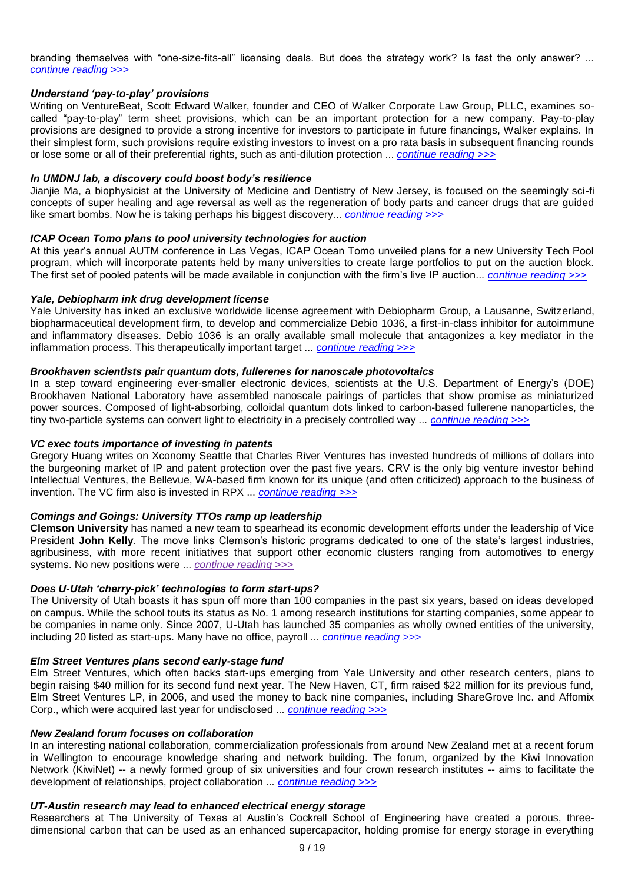branding themselves with "one-size-fits-all" licensing deals. But does the strategy work? Is fast the only answer? ... *continue reading >>>*

### *Understand 'pay-to-play' provisions*

Writing on VentureBeat, Scott Edward Walker, founder and CEO of Walker Corporate Law Group, PLLC, examines so-called "pay-to-play" term sheet provisions, which can be an important protection for a new company. Pay-to-play provisions are designed to provide a strong incentive for investors to participate in future financings, Walker explains. In their simplest form, such provisions require existing investors to invest on a pro rata basis in subsequent financing rounds or lose some or all of their preferential rights, such as anti-dilution protection ... *continue reading >>>*

### *In UMDNJ lab, a discovery could boost body's resilience*

Jianjie Ma, a biophysicist at the University of Medicine and Dentistry of New Jersey, is focused on the seemingly sci-fi concepts of super healing and age reversal as well as the regeneration of body parts and cancer drugs that are guided like smart bombs. Now he is taking perhaps his biggest discovery... *continue reading >>>*

### *ICAP Ocean Tomo plans to pool university technologies for auction*

At this year's annual AUTM conference in Las Vegas, ICAP Ocean Tomo unveiled plans for a new University Tech Pool program, which will incorporate patents held by many universities to create large portfolios to put on the auction block. The first set of pooled patents will be made available in conjunction with the firm's live IP auction... *continue reading >>>*

### *Yale, Debiopharm ink drug development license*

Yale University has inked an exclusive worldwide license agreement with Debiopharm Group, a Lausanne, Switzerland, biopharmaceutical development firm, to develop and commercialize Debio 1036, a first-in-class inhibitor for autoimmune and inflammatory diseases. Debio 1036 is an orally available small molecule that antagonizes a key mediator in the inflammation process. This therapeutically important target ... *continue reading >>>*

### *Brookhaven scientists pair quantum dots, fullerenes for nanoscale photovoltaics*

In a step toward engineering ever-smaller electronic devices, scientists at the U.S. Department of Energy's (DOE) Brookhaven National Laboratory have assembled nanoscale pairings of particles that show promise as miniaturized power sources. Composed of light-absorbing, colloidal quantum dots linked to carbon-based fullerene nanoparticles, the tiny two-particle systems can convert light to electricity in a precisely controlled way ... *continue reading >>>*

### *VC exec touts importance of investing in patents*

Gregory Huang writes on Xconomy Seattle that Charles River Ventures has invested hundreds of millions of dollars into the burgeoning market of IP and patent protection over the past five years. CRV is the only big venture investor behind Intellectual Ventures, the Bellevue, WA-based firm known for its unique (and often criticized) approach to the business of invention. The VC firm also is invested in RPX ... *continue reading >>>*

### *Comings and Goings: University TTOs ramp up leadership*

**Clemson University** has named a new team to spearhead its economic development efforts under the leadership of Vice President **John Kelly**. The move links Clemson's historic programs dedicated to one of the state's largest industries, agribusiness, with more recent initiatives that support other economic clusters ranging from automotives to energy systems. No new positions were ... *continue reading >>>*

### *Does U-Utah 'cherry-pick' technologies to form start-ups?*

The University of Utah boasts it has spun off more than 100 companies in the past six years, based on ideas developed on campus. While the school touts its status as No. 1 among research institutions for starting companies, some appear to be companies in name only. Since 2007, U-Utah has launched 35 companies as wholly owned entities of the university, including 20 listed as start-ups. Many have no office, payroll ... *continue reading >>>*

### *Elm Street Ventures plans second early-stage fund*

Elm Street Ventures, which often backs start-ups emerging from Yale University and other research centers, plans to begin raising $40 million for its second fund next year. The New Haven, CT, firm raised $22 million for its previous fund, Elm Street Ventures LP, in 2006, and used the money to back nine companies, including ShareGrove Inc. and Affomix Corp., which were acquired last year for undisclosed ... *continue reading >>>*

### *New Zealand forum focuses on collaboration*

In an interesting national collaboration, commercialization professionals from around New Zealand met at a recent forum in Wellington to encourage knowledge sharing and network building. The forum, organized by the Kiwi Innovation Network (KiwiNet) -- a newly formed group of six universities and four crown research institutes -- aims to facilitate the development of relationships, project collaboration ... *continue reading >>>*

### *UT-Austin research may lead to enhanced electrical energy storage*

Researchers at The University of Texas at Austin's Cockrell School of Engineering have created a porous, three-dimensional carbon that can be used as an enhanced supercapacitor, holding promise for energy storage in everything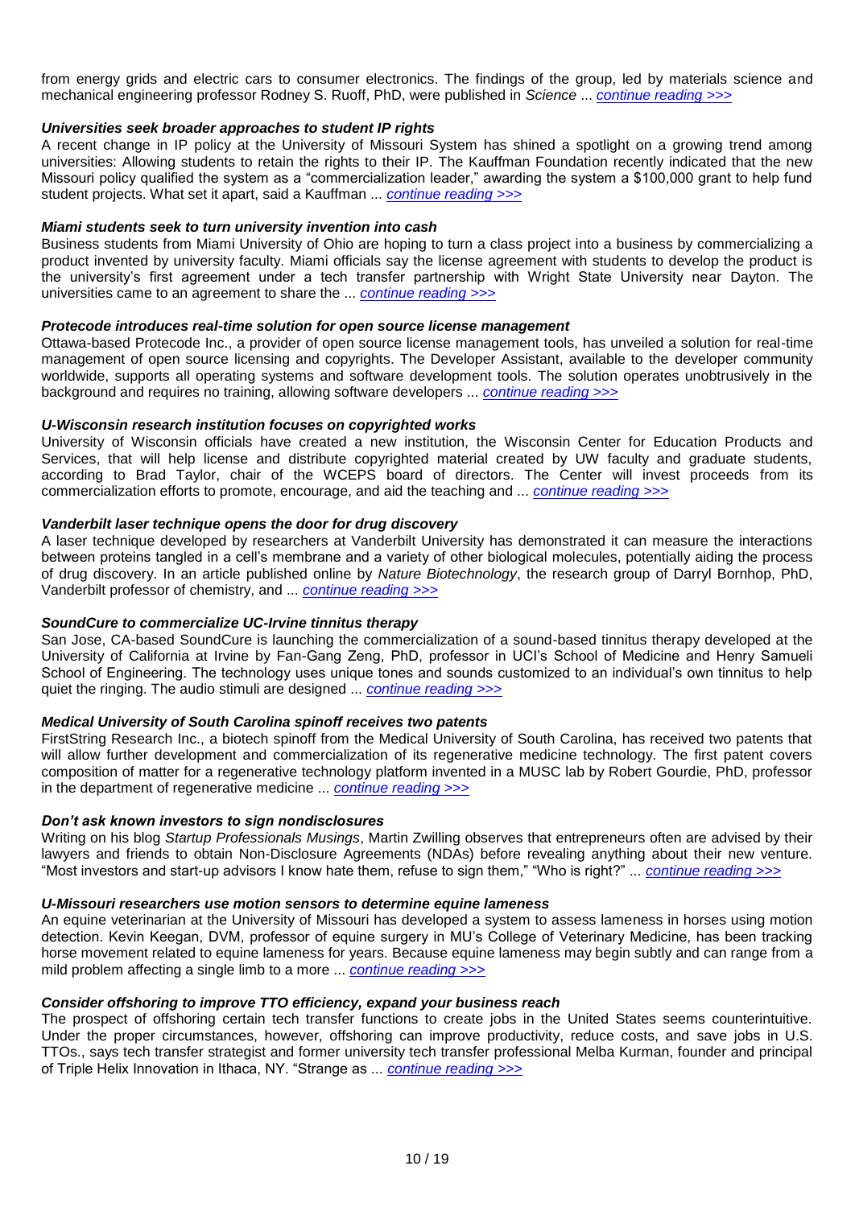from energy grids and electric cars to consumer electronics. The findings of the group, led by materials science and mechanical engineering professor Rodney S. Ruoff, PhD, were published in *Science* ... *continue reading >>>*

***Universities seek broader approaches to student IP rights***

A recent change in IP policy at the University of Missouri System has shined a spotlight on a growing trend among universities: Allowing students to retain the rights to their IP. The Kauffman Foundation recently indicated that the new Missouri policy qualified the system as a "commercialization leader," awarding the system a $100,000 grant to help fund student projects. What set it apart, said a Kauffman ... *continue reading >>>*

***Miami students seek to turn university invention into cash***

Business students from Miami University of Ohio are hoping to turn a class project into a business by commercializing a product invented by university faculty. Miami officials say the license agreement with students to develop the product is the university's first agreement under a tech transfer partnership with Wright State University near Dayton. The universities came to an agreement to share the ... *continue reading >>>*

***Protecode introduces real-time solution for open source license management***

Ottawa-based Protecode Inc., a provider of open source license management tools, has unveiled a solution for real-time management of open source licensing and copyrights. The Developer Assistant, available to the developer community worldwide, supports all operating systems and software development tools. The solution operates unobtrusively in the background and requires no training, allowing software developers ... *continue reading >>>*

***U-Wisconsin research institution focuses on copyrighted works***

University of Wisconsin officials have created a new institution, the Wisconsin Center for Education Products and Services, that will help license and distribute copyrighted material created by UW faculty and graduate students, according to Brad Taylor, chair of the WCEPS board of directors. The Center will invest proceeds from its commercialization efforts to promote, encourage, and aid the teaching and ... *continue reading >>>*

***Vanderbilt laser technique opens the door for drug discovery***

A laser technique developed by researchers at Vanderbilt University has demonstrated it can measure the interactions between proteins tangled in a cell's membrane and a variety of other biological molecules, potentially aiding the process of drug discovery. In an article published online by *Nature Biotechnology*, the research group of Darryl Bornhop, PhD, Vanderbilt professor of chemistry, and ... *continue reading >>>*

***SoundCure to commercialize UC-Irvine tinnitus therapy***

San Jose, CA-based SoundCure is launching the commercialization of a sound-based tinnitus therapy developed at the University of California at Irvine by Fan-Gang Zeng, PhD, professor in UCI's School of Medicine and Henry Samueli School of Engineering. The technology uses unique tones and sounds customized to an individual's own tinnitus to help quiet the ringing. The audio stimuli are designed ... *continue reading >>>*

***Medical University of South Carolina spinoff receives two patents***

FirstString Research Inc., a biotech spinoff from the Medical University of South Carolina, has received two patents that will allow further development and commercialization of its regenerative medicine technology. The first patent covers composition of matter for a regenerative technology platform invented in a MUSC lab by Robert Gourdie, PhD, professor in the department of regenerative medicine ... *continue reading >>>*

***Don't ask known investors to sign nondisclosures***

Writing on his blog *Startup Professionals Musings*, Martin Zwilling observes that entrepreneurs often are advised by their lawyers and friends to obtain Non-Disclosure Agreements (NDAs) before revealing anything about their new venture. "Most investors and start-up advisors I know hate them, refuse to sign them," "Who is right?" ... *continue reading >>>*

***U-Missouri researchers use motion sensors to determine equine lameness***

An equine veterinarian at the University of Missouri has developed a system to assess lameness in horses using motion detection. Kevin Keegan, DVM, professor of equine surgery in MU's College of Veterinary Medicine, has been tracking horse movement related to equine lameness for years. Because equine lameness may begin subtly and can range from a mild problem affecting a single limb to a more ... *continue reading >>>*

***Consider offshoring to improve TTO efficiency, expand your business reach***

The prospect of offshoring certain tech transfer functions to create jobs in the United States seems counterintuitive. Under the proper circumstances, however, offshoring can improve productivity, reduce costs, and save jobs in U.S. TTOs., says tech transfer strategist and former university tech transfer professional Melba Kurman, founder and principal of Triple Helix Innovation in Ithaca, NY. "Strange as ... *continue reading >>>*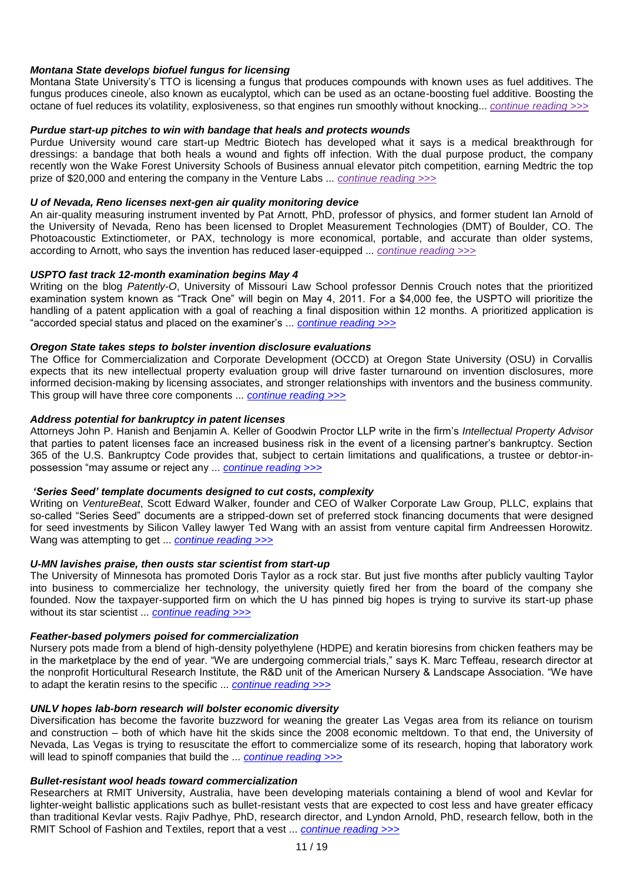### ***Montana State develops biofuel fungus for licensing***

Montana State University's TTO is licensing a fungus that produces compounds with known uses as fuel additives. The fungus produces cineole, also known as eucalyptol, which can be used as an octane-boosting fuel additive. Boosting the octane of fuel reduces its volatility, explosiveness, so that engines run smoothly without knocking... *continue reading >>>*

### ***Purdue start-up pitches to win with bandage that heals and protects wounds***

Purdue University wound care start-up Medtric Biotech has developed what it says is a medical breakthrough for dressings: a bandage that both heals a wound and fights off infection. With the dual purpose product, the company recently won the Wake Forest University Schools of Business annual elevator pitch competition, earning Medtric the top prize of $20,000 and entering the company in the Venture Labs ... *continue reading >>>*

### ***U of Nevada, Reno licenses next-gen air quality monitoring device***

An air-quality measuring instrument invented by Pat Arnott, PhD, professor of physics, and former student Ian Arnold of the University of Nevada, Reno has been licensed to Droplet Measurement Technologies (DMT) of Boulder, CO. The Photoacoustic Extinctiometer, or PAX, technology is more economical, portable, and accurate than older systems, according to Arnott, who says the invention has reduced laser-equipped ... *continue reading >>>*

### ***USPTO fast track 12-month examination begins May 4***

Writing on the blog *Patently-O*, University of Missouri Law School professor Dennis Crouch notes that the prioritized examination system known as "Track One" will begin on May 4, 2011. For a $4,000 fee, the USPTO will prioritize the handling of a patent application with a goal of reaching a final disposition within 12 months. A prioritized application is "accorded special status and placed on the examiner's ... *continue reading >>>*

### ***Oregon State takes steps to bolster invention disclosure evaluations***

The Office for Commercialization and Corporate Development (OCCD) at Oregon State University (OSU) in Corvallis expects that its new intellectual property evaluation group will drive faster turnaround on invention disclosures, more informed decision-making by licensing associates, and stronger relationships with inventors and the business community. This group will have three core components ... *continue reading >>>*

### ***Address potential for bankruptcy in patent licenses***

Attorneys John P. Hanish and Benjamin A. Keller of Goodwin Proctor LLP write in the firm's *Intellectual Property Advisor* that parties to patent licenses face an increased business risk in the event of a licensing partner's bankruptcy. Section 365 of the U.S. Bankruptcy Code provides that, subject to certain limitations and qualifications, a trustee or debtor-in-possession "may assume or reject any ... *continue reading >>>*

### ***'Series Seed' template documents designed to cut costs, complexity***

Writing on *VentureBeat*, Scott Edward Walker, founder and CEO of Walker Corporate Law Group, PLLC, explains that so-called "Series Seed" documents are a stripped-down set of preferred stock financing documents that were designed for seed investments by Silicon Valley lawyer Ted Wang with an assist from venture capital firm Andreessen Horowitz. Wang was attempting to get ... *continue reading >>>*

### ***U-MN lavishes praise, then ousts star scientist from start-up***

The University of Minnesota has promoted Doris Taylor as a rock star. But just five months after publicly vaulting Taylor into business to commercialize her technology, the university quietly fired her from the board of the company she founded. Now the taxpayer-supported firm on which the U has pinned big hopes is trying to survive its start-up phase without its star scientist ... *continue reading >>>*

### ***Feather-based polymers poised for commercialization***

Nursery pots made from a blend of high-density polyethylene (HDPE) and keratin bioresins from chicken feathers may be in the marketplace by the end of year. "We are undergoing commercial trials," says K. Marc Teffeau, research director at the nonprofit Horticultural Research Institute, the R&D unit of the American Nursery & Landscape Association. "We have to adapt the keratin resins to the specific ... *continue reading >>>*

### ***UNLV hopes lab-born research will bolster economic diversity***

Diversification has become the favorite buzzword for weaning the greater Las Vegas area from its reliance on tourism and construction – both of which have hit the skids since the 2008 economic meltdown. To that end, the University of Nevada, Las Vegas is trying to resuscitate the effort to commercialize some of its research, hoping that laboratory work will lead to spinoff companies that build the ... *continue reading >>>*

### ***Bullet-resistant wool heads toward commercialization***

Researchers at RMIT University, Australia, have been developing materials containing a blend of wool and Kevlar for lighter-weight ballistic applications such as bullet-resistant vests that are expected to cost less and have greater efficacy than traditional Kevlar vests. Rajiv Padhye, PhD, research director, and Lyndon Arnold, PhD, research fellow, both in the RMIT School of Fashion and Textiles, report that a vest ... *continue reading >>>*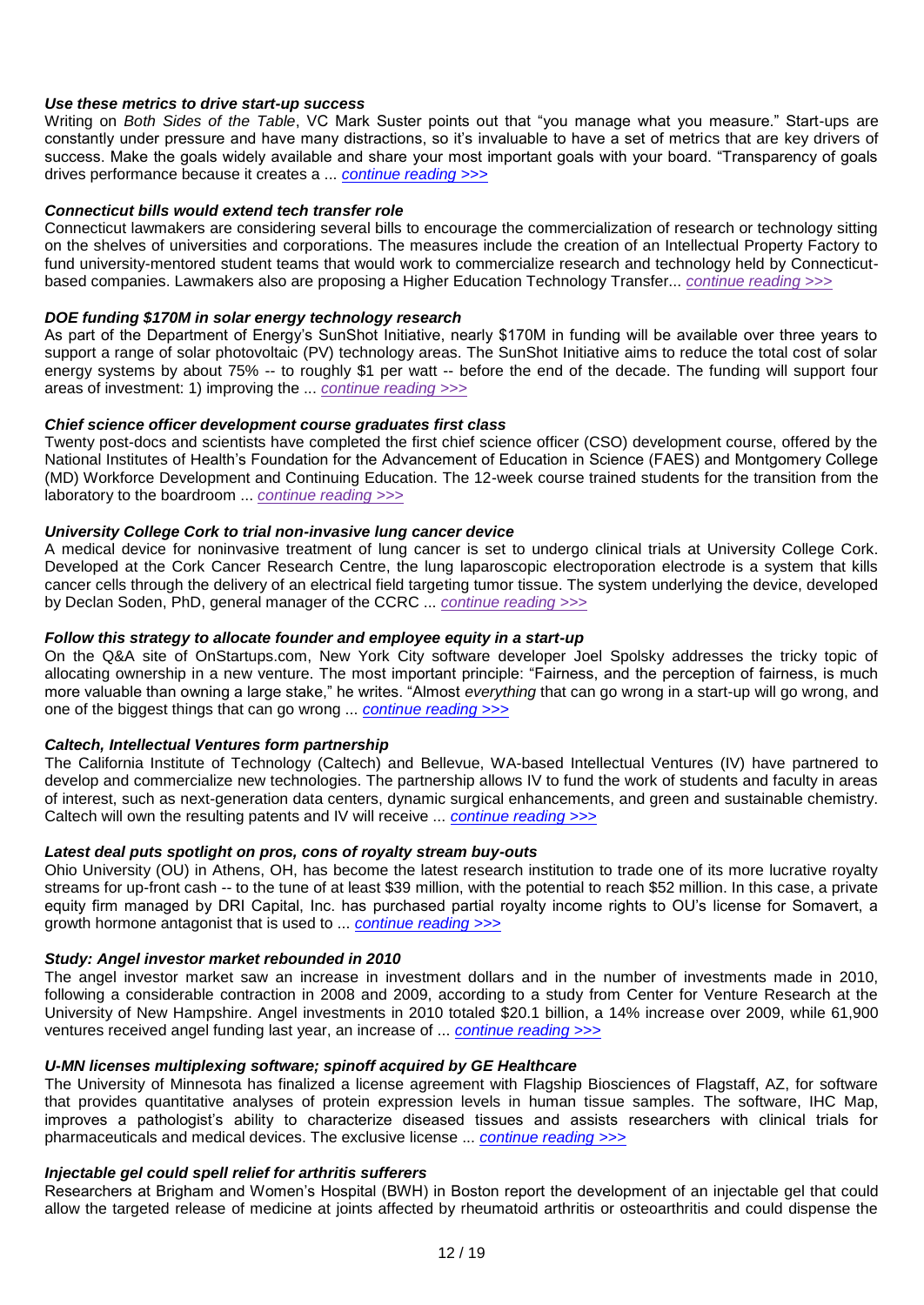***Use these metrics to drive start-up success***

Writing on *Both Sides of the Table*, VC Mark Suster points out that "you manage what you measure." Start-ups are constantly under pressure and have many distractions, so it's invaluable to have a set of metrics that are key drivers of success. Make the goals widely available and share your most important goals with your board. "Transparency of goals drives performance because it creates a ... *continue reading >>>*

***Connecticut bills would extend tech transfer role***

Connecticut lawmakers are considering several bills to encourage the commercialization of research or technology sitting on the shelves of universities and corporations. The measures include the creation of an Intellectual Property Factory to fund university-mentored student teams that would work to commercialize research and technology held by Connecticut-based companies. Lawmakers also are proposing a Higher Education Technology Transfer... *continue reading >>>*

***DOE funding $170M in solar energy technology research***

As part of the Department of Energy's SunShot Initiative, nearly $170M in funding will be available over three years to support a range of solar photovoltaic (PV) technology areas. The SunShot Initiative aims to reduce the total cost of solar energy systems by about 75% -- to roughly $1 per watt -- before the end of the decade. The funding will support four areas of investment: 1) improving the ... *continue reading >>>*

***Chief science officer development course graduates first class***

Twenty post-docs and scientists have completed the first chief science officer (CSO) development course, offered by the National Institutes of Health's Foundation for the Advancement of Education in Science (FAES) and Montgomery College (MD) Workforce Development and Continuing Education. The 12-week course trained students for the transition from the laboratory to the boardroom ... *continue reading >>>*

***University College Cork to trial non-invasive lung cancer device***

A medical device for noninvasive treatment of lung cancer is set to undergo clinical trials at University College Cork. Developed at the Cork Cancer Research Centre, the lung laparoscopic electroporation electrode is a system that kills cancer cells through the delivery of an electrical field targeting tumor tissue. The system underlying the device, developed by Declan Soden, PhD, general manager of the CCRC ... *continue reading >>>*

***Follow this strategy to allocate founder and employee equity in a start-up***

On the Q&A site of OnStartups.com, New York City software developer Joel Spolsky addresses the tricky topic of allocating ownership in a new venture. The most important principle: "Fairness, and the perception of fairness, is much more valuable than owning a large stake," he writes. "Almost *everything* that can go wrong in a start-up will go wrong, and one of the biggest things that can go wrong ... *continue reading >>>*

***Caltech, Intellectual Ventures form partnership***

The California Institute of Technology (Caltech) and Bellevue, WA-based Intellectual Ventures (IV) have partnered to develop and commercialize new technologies. The partnership allows IV to fund the work of students and faculty in areas of interest, such as next-generation data centers, dynamic surgical enhancements, and green and sustainable chemistry. Caltech will own the resulting patents and IV will receive ... *continue reading >>>*

***Latest deal puts spotlight on pros, cons of royalty stream buy-outs***

Ohio University (OU) in Athens, OH, has become the latest research institution to trade one of its more lucrative royalty streams for up-front cash -- to the tune of at least $39 million, with the potential to reach $52 million. In this case, a private equity firm managed by DRI Capital, Inc. has purchased partial royalty income rights to OU's license for Somavert, a growth hormone antagonist that is used to ... *continue reading >>>*

***Study: Angel investor market rebounded in 2010***

The angel investor market saw an increase in investment dollars and in the number of investments made in 2010, following a considerable contraction in 2008 and 2009, according to a study from Center for Venture Research at the University of New Hampshire. Angel investments in 2010 totaled $20.1 billion, a 14% increase over 2009, while 61,900 ventures received angel funding last year, an increase of ... *continue reading >>>*

***U-MN licenses multiplexing software; spinoff acquired by GE Healthcare***

The University of Minnesota has finalized a license agreement with Flagship Biosciences of Flagstaff, AZ, for software that provides quantitative analyses of protein expression levels in human tissue samples. The software, IHC Map, improves a pathologist's ability to characterize diseased tissues and assists researchers with clinical trials for pharmaceuticals and medical devices. The exclusive license ... *continue reading >>>*

***Injectable gel could spell relief for arthritis sufferers***

Researchers at Brigham and Women's Hospital (BWH) in Boston report the development of an injectable gel that could allow the targeted release of medicine at joints affected by rheumatoid arthritis or osteoarthritis and could dispense the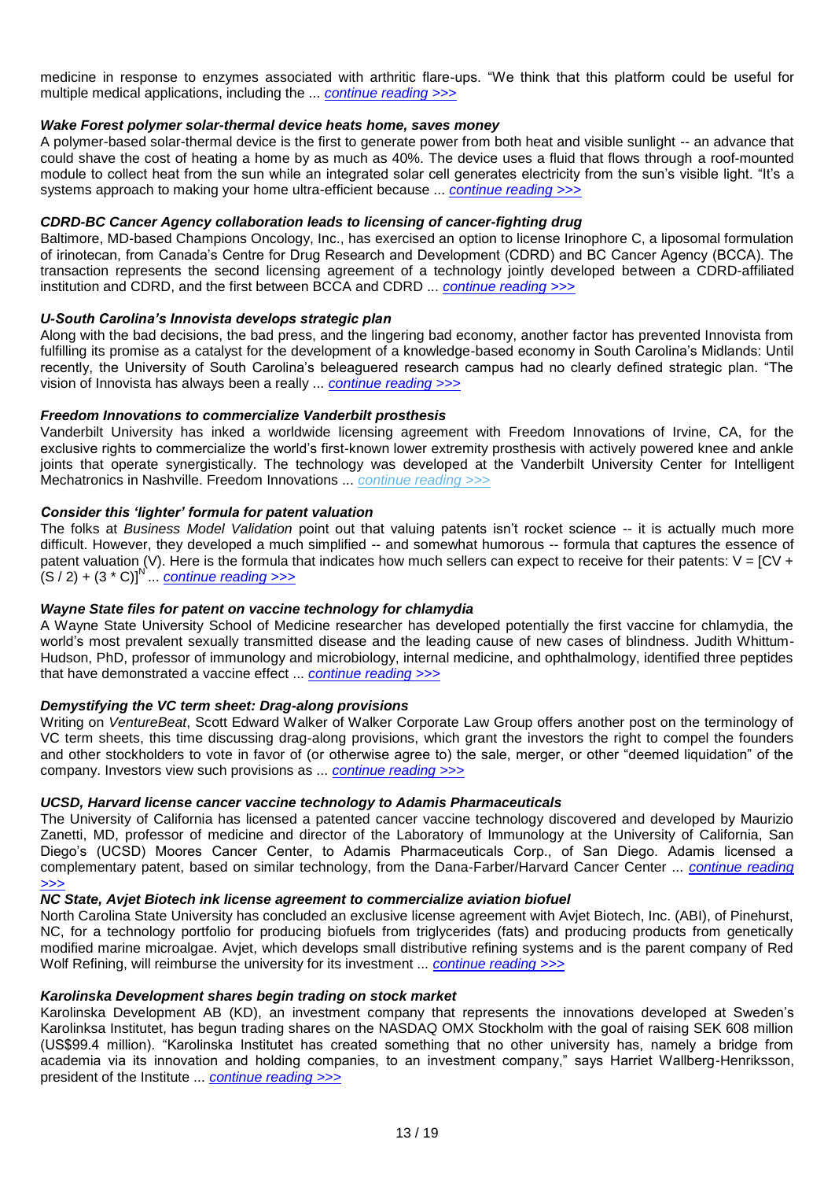medicine in response to enzymes associated with arthritic flare-ups. “We think that this platform could be useful for multiple medical applications, including the ... *continue reading >>>*

### *Wake Forest polymer solar-thermal device heats home, saves money*

A polymer-based solar-thermal device is the first to generate power from both heat and visible sunlight -- an advance that could shave the cost of heating a home by as much as 40%. The device uses a fluid that flows through a roof-mounted module to collect heat from the sun while an integrated solar cell generates electricity from the sun’s visible light. “It’s a systems approach to making your home ultra-efficient because ... *continue reading >>>*

### *CDRD-BC Cancer Agency collaboration leads to licensing of cancer-fighting drug*

Baltimore, MD-based Champions Oncology, Inc., has exercised an option to license Irinophore C, a liposomal formulation of irinotecan, from Canada’s Centre for Drug Research and Development (CDRD) and BC Cancer Agency (BCCA). The transaction represents the second licensing agreement of a technology jointly developed between a CDRD-affiliated institution and CDRD, and the first between BCCA and CDRD ... *continue reading >>>*

### *U-South Carolina’s Innovista develops strategic plan*

Along with the bad decisions, the bad press, and the lingering bad economy, another factor has prevented Innovista from fulfilling its promise as a catalyst for the development of a knowledge-based economy in South Carolina’s Midlands: Until recently, the University of South Carolina’s beleaguered research campus had no clearly defined strategic plan. “The vision of Innovista has always been a really ... *continue reading >>>*

### *Freedom Innovations to commercialize Vanderbilt prosthesis*

Vanderbilt University has inked a worldwide licensing agreement with Freedom Innovations of Irvine, CA, for the exclusive rights to commercialize the world’s first-known lower extremity prosthesis with actively powered knee and ankle joints that operate synergistically. The technology was developed at the Vanderbilt University Center for Intelligent Mechatronics in Nashville. Freedom Innovations ... *continue reading >>>*

### *Consider this ‘lighter’ formula for patent valuation*

The folks at *Business Model Validation* point out that valuing patents isn’t rocket science -- it is actually much more difficult. However, they developed a much simplified -- and somewhat humorous -- formula that captures the essence of patent valuation (V). Here is the formula that indicates how much sellers can expect to receive for their patents: $V = [CV + (S / 2) + (3 * C)]^N$ ... *continue reading >>>*

### *Wayne State files for patent on vaccine technology for chlamydia*

A Wayne State University School of Medicine researcher has developed potentially the first vaccine for chlamydia, the world’s most prevalent sexually transmitted disease and the leading cause of new cases of blindness. Judith Whittum-Hudson, PhD, professor of immunology and microbiology, internal medicine, and ophthalmology, identified three peptides that have demonstrated a vaccine effect ... *continue reading >>>*

### *Demystifying the VC term sheet: Drag-along provisions*

Writing on *VentureBeat*, Scott Edward Walker of Walker Corporate Law Group offers another post on the terminology of VC term sheets, this time discussing drag-along provisions, which grant the investors the right to compel the founders and other stockholders to vote in favor of (or otherwise agree to) the sale, merger, or other “deemed liquidation” of the company. Investors view such provisions as ... *continue reading >>>*

### *UCSD, Harvard license cancer vaccine technology to Adamis Pharmaceuticals*

The University of California has licensed a patented cancer vaccine technology discovered and developed by Maurizio Zanetti, MD, professor of medicine and director of the Laboratory of Immunology at the University of California, San Diego’s (UCSD) Moores Cancer Center, to Adamis Pharmaceuticals Corp., of San Diego. Adamis licensed a complementary patent, based on similar technology, from the Dana-Farber/Harvard Cancer Center ... *continue reading >>>*

### *NC State, Avjet Biotech ink license agreement to commercialize aviation biofuel*

North Carolina State University has concluded an exclusive license agreement with Avjet Biotech, Inc. (ABI), of Pinehurst, NC, for a technology portfolio for producing biofuels from triglycerides (fats) and producing products from genetically modified marine microalgae. Avjet, which develops small distributive refining systems and is the parent company of Red Wolf Refining, will reimburse the university for its investment ... *continue reading >>>*

### *Karolinska Development shares begin trading on stock market*

Karolinska Development AB (KD), an investment company that represents the innovations developed at Sweden’s Karolinksa Institutet, has begun trading shares on the NASDAQ OMX Stockholm with the goal of raising SEK 608 million (US$99.4 million). “Karolinska Institutet has created something that no other university has, namely a bridge from academia via its innovation and holding companies, to an investment company,” says Harriet Wallberg-Henriksson, president of the Institute ... *continue reading >>>*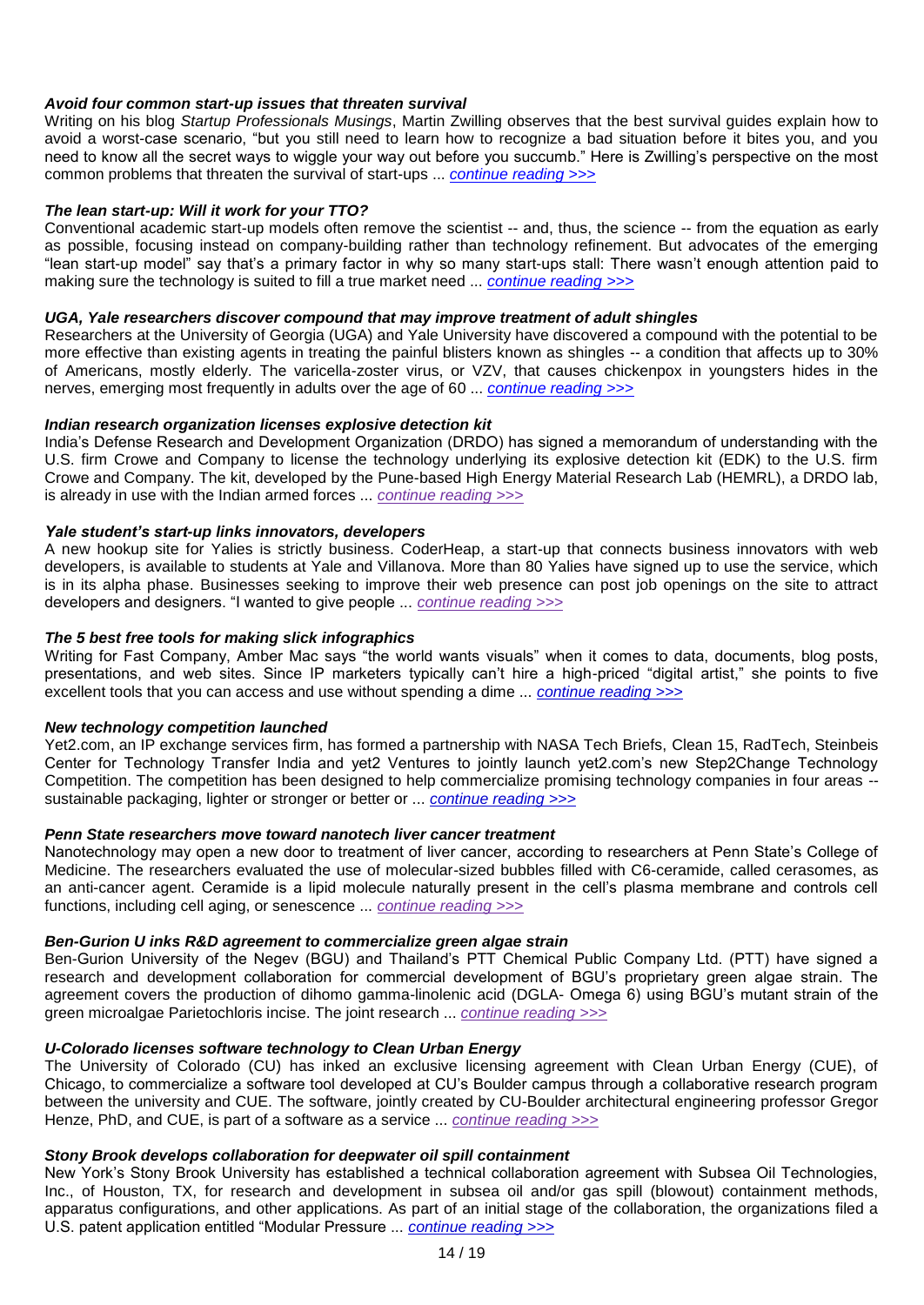### *Avoid four common start-up issues that threaten survival*

Writing on his blog *Startup Professionals Musings*, Martin Zwilling observes that the best survival guides explain how to avoid a worst-case scenario, "but you still need to learn how to recognize a bad situation before it bites you, and you need to know all the secret ways to wiggle your way out before you succumb." Here is Zwilling's perspective on the most common problems that threaten the survival of start-ups ... *continue reading >>>*

### *The lean start-up: Will it work for your TTO?*

Conventional academic start-up models often remove the scientist -- and, thus, the science -- from the equation as early as possible, focusing instead on company-building rather than technology refinement. But advocates of the emerging "lean start-up model" say that's a primary factor in why so many start-ups stall: There wasn't enough attention paid to making sure the technology is suited to fill a true market need ... *continue reading >>>*

### *UGA, Yale researchers discover compound that may improve treatment of adult shingles*

Researchers at the University of Georgia (UGA) and Yale University have discovered a compound with the potential to be more effective than existing agents in treating the painful blisters known as shingles -- a condition that affects up to 30% of Americans, mostly elderly. The varicella-zoster virus, or VZV, that causes chickenpox in youngsters hides in the nerves, emerging most frequently in adults over the age of 60 ... *continue reading >>>*

### *Indian research organization licenses explosive detection kit*

India's Defense Research and Development Organization (DRDO) has signed a memorandum of understanding with the U.S. firm Crowe and Company to license the technology underlying its explosive detection kit (EDK) to the U.S. firm Crowe and Company. The kit, developed by the Pune-based High Energy Material Research Lab (HEMRL), a DRDO lab, is already in use with the Indian armed forces ... *continue reading >>>*

### *Yale student's start-up links innovators, developers*

A new hookup site for Yalies is strictly business. CoderHeap, a start-up that connects business innovators with web developers, is available to students at Yale and Villanova. More than 80 Yalies have signed up to use the service, which is in its alpha phase. Businesses seeking to improve their web presence can post job openings on the site to attract developers and designers. "I wanted to give people ... *continue reading >>>*

### *The 5 best free tools for making slick infographics*

Writing for Fast Company, Amber Mac says "the world wants visuals" when it comes to data, documents, blog posts, presentations, and web sites. Since IP marketers typically can't hire a high-priced "digital artist," she points to five excellent tools that you can access and use without spending a dime ... *continue reading >>>*

### *New technology competition launched*

Yet2.com, an IP exchange services firm, has formed a partnership with NASA Tech Briefs, Clean 15, RadTech, Steinbeis Center for Technology Transfer India and yet2 Ventures to jointly launch yet2.com's new Step2Change Technology Competition. The competition has been designed to help commercialize promising technology companies in four areas -- sustainable packaging, lighter or stronger or better or ... *continue reading >>>*

### *Penn State researchers move toward nanotech liver cancer treatment*

Nanotechnology may open a new door to treatment of liver cancer, according to researchers at Penn State's College of Medicine. The researchers evaluated the use of molecular-sized bubbles filled with C6-ceramide, called cerasomes, as an anti-cancer agent. Ceramide is a lipid molecule naturally present in the cell's plasma membrane and controls cell functions, including cell aging, or senescence ... *continue reading >>>*

### *Ben-Gurion U inks R&D agreement to commercialize green algae strain*

Ben-Gurion University of the Negev (BGU) and Thailand's PTT Chemical Public Company Ltd. (PTT) have signed a research and development collaboration for commercial development of BGU's proprietary green algae strain. The agreement covers the production of dihomo gamma-linolenic acid (DGLA- Omega 6) using BGU's mutant strain of the green microalgae Parietochloris incise. The joint research ... *continue reading >>>*

### *U-Colorado licenses software technology to Clean Urban Energy*

The University of Colorado (CU) has inked an exclusive licensing agreement with Clean Urban Energy (CUE), of Chicago, to commercialize a software tool developed at CU's Boulder campus through a collaborative research program between the university and CUE. The software, jointly created by CU-Boulder architectural engineering professor Gregor Henze, PhD, and CUE, is part of a software as a service ... *continue reading >>>*

### *Stony Brook develops collaboration for deepwater oil spill containment*

New York's Stony Brook University has established a technical collaboration agreement with Subsea Oil Technologies, Inc., of Houston, TX, for research and development in subsea oil and/or gas spill (blowout) containment methods, apparatus configurations, and other applications. As part of an initial stage of the collaboration, the organizations filed a U.S. patent application entitled "Modular Pressure ... *continue reading >>>*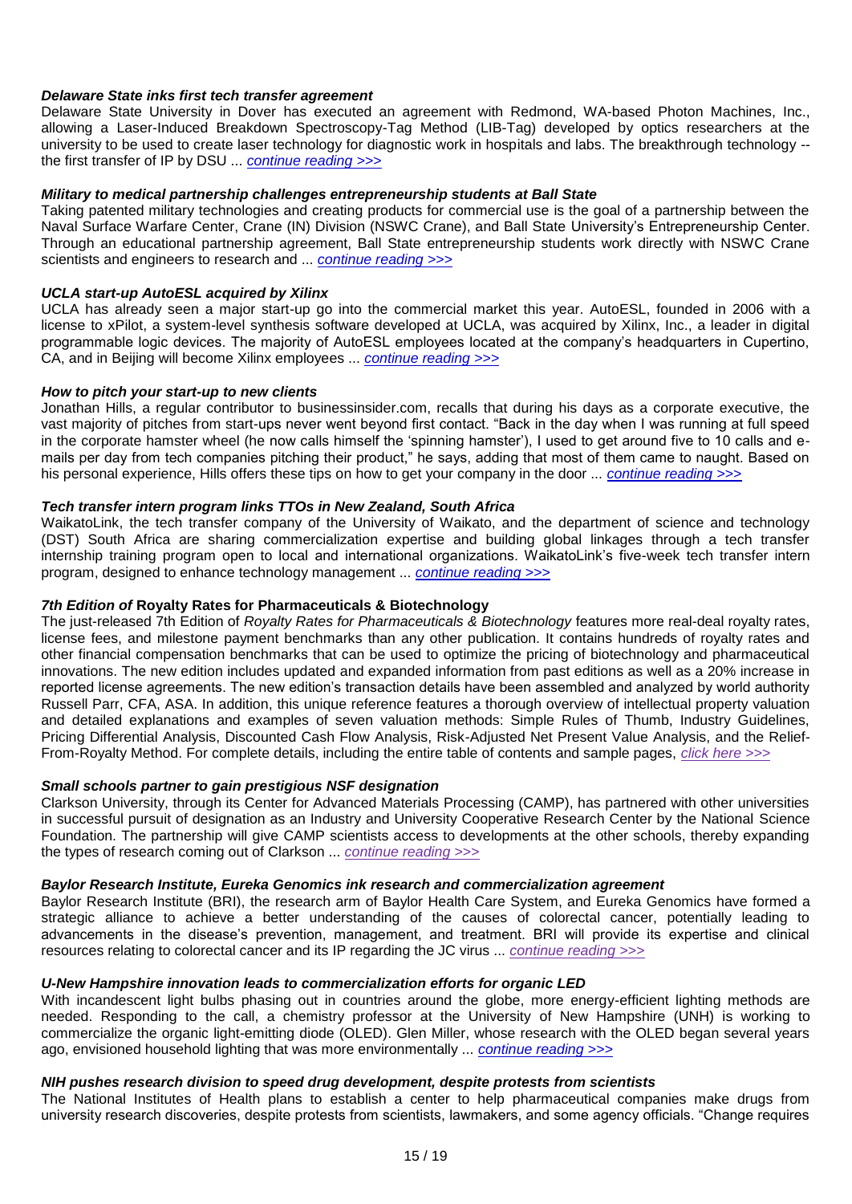***Delaware State inks first tech transfer agreement***

Delaware State University in Dover has executed an agreement with Redmond, WA-based Photon Machines, Inc., allowing a Laser-Induced Breakdown Spectroscopy-Tag Method (LIB-Tag) developed by optics researchers at the university to be used to create laser technology for diagnostic work in hospitals and labs. The breakthrough technology -- the first transfer of IP by DSU ... *continue reading >>>*

***Military to medical partnership challenges entrepreneurship students at Ball State***

Taking patented military technologies and creating products for commercial use is the goal of a partnership between the Naval Surface Warfare Center, Crane (IN) Division (NSWC Crane), and Ball State University's Entrepreneurship Center. Through an educational partnership agreement, Ball State entrepreneurship students work directly with NSWC Crane scientists and engineers to research and ... *continue reading >>>*

***UCLA start-up AutoESL acquired by Xilinx***

UCLA has already seen a major start-up go into the commercial market this year. AutoESL, founded in 2006 with a license to xPilot, a system-level synthesis software developed at UCLA, was acquired by Xilinx, Inc., a leader in digital programmable logic devices. The majority of AutoESL employees located at the company's headquarters in Cupertino, CA, and in Beijing will become Xilinx employees ... *continue reading >>>*

***How to pitch your start-up to new clients***

Jonathan Hills, a regular contributor to businessinsider.com, recalls that during his days as a corporate executive, the vast majority of pitches from start-ups never went beyond first contact. "Back in the day when I was running at full speed in the corporate hamster wheel (he now calls himself the 'spinning hamster'), I used to get around five to 10 calls and e-mails per day from tech companies pitching their product," he says, adding that most of them came to naught. Based on his personal experience, Hills offers these tips on how to get your company in the door ... *continue reading >>>*

***Tech transfer intern program links TTOs in New Zealand, South Africa***

WaikatoLink, the tech transfer company of the University of Waikato, and the department of science and technology (DST) South Africa are sharing commercialization expertise and building global linkages through a tech transfer internship training program open to local and international organizations. WaikatoLink's five-week tech transfer intern program, designed to enhance technology management ... *continue reading >>>*

***7th Edition of* Royalty Rates for Pharmaceuticals & Biotechnology**

The just-released 7th Edition of *Royalty Rates for Pharmaceuticals & Biotechnology* features more real-deal royalty rates, license fees, and milestone payment benchmarks than any other publication. It contains hundreds of royalty rates and other financial compensation benchmarks that can be used to optimize the pricing of biotechnology and pharmaceutical innovations. The new edition includes updated and expanded information from past editions as well as a 20% increase in reported license agreements. The new edition's transaction details have been assembled and analyzed by world authority Russell Parr, CFA, ASA. In addition, this unique reference features a thorough overview of intellectual property valuation and detailed explanations and examples of seven valuation methods: Simple Rules of Thumb, Industry Guidelines, Pricing Differential Analysis, Discounted Cash Flow Analysis, Risk-Adjusted Net Present Value Analysis, and the Relief-From-Royalty Method. For complete details, including the entire table of contents and sample pages, *click here >>>*

***Small schools partner to gain prestigious NSF designation***

Clarkson University, through its Center for Advanced Materials Processing (CAMP), has partnered with other universities in successful pursuit of designation as an Industry and University Cooperative Research Center by the National Science Foundation. The partnership will give CAMP scientists access to developments at the other schools, thereby expanding the types of research coming out of Clarkson ... *continue reading >>>*

***Baylor Research Institute, Eureka Genomics ink research and commercialization agreement***

Baylor Research Institute (BRI), the research arm of Baylor Health Care System, and Eureka Genomics have formed a strategic alliance to achieve a better understanding of the causes of colorectal cancer, potentially leading to advancements in the disease's prevention, management, and treatment. BRI will provide its expertise and clinical resources relating to colorectal cancer and its IP regarding the JC virus ... *continue reading >>>*

***U-New Hampshire innovation leads to commercialization efforts for organic LED***

With incandescent light bulbs phasing out in countries around the globe, more energy-efficient lighting methods are needed. Responding to the call, a chemistry professor at the University of New Hampshire (UNH) is working to commercialize the organic light-emitting diode (OLED). Glen Miller, whose research with the OLED began several years ago, envisioned household lighting that was more environmentally ... *continue reading >>>*

***NIH pushes research division to speed drug development, despite protests from scientists***

The National Institutes of Health plans to establish a center to help pharmaceutical companies make drugs from university research discoveries, despite protests from scientists, lawmakers, and some agency officials. "Change requires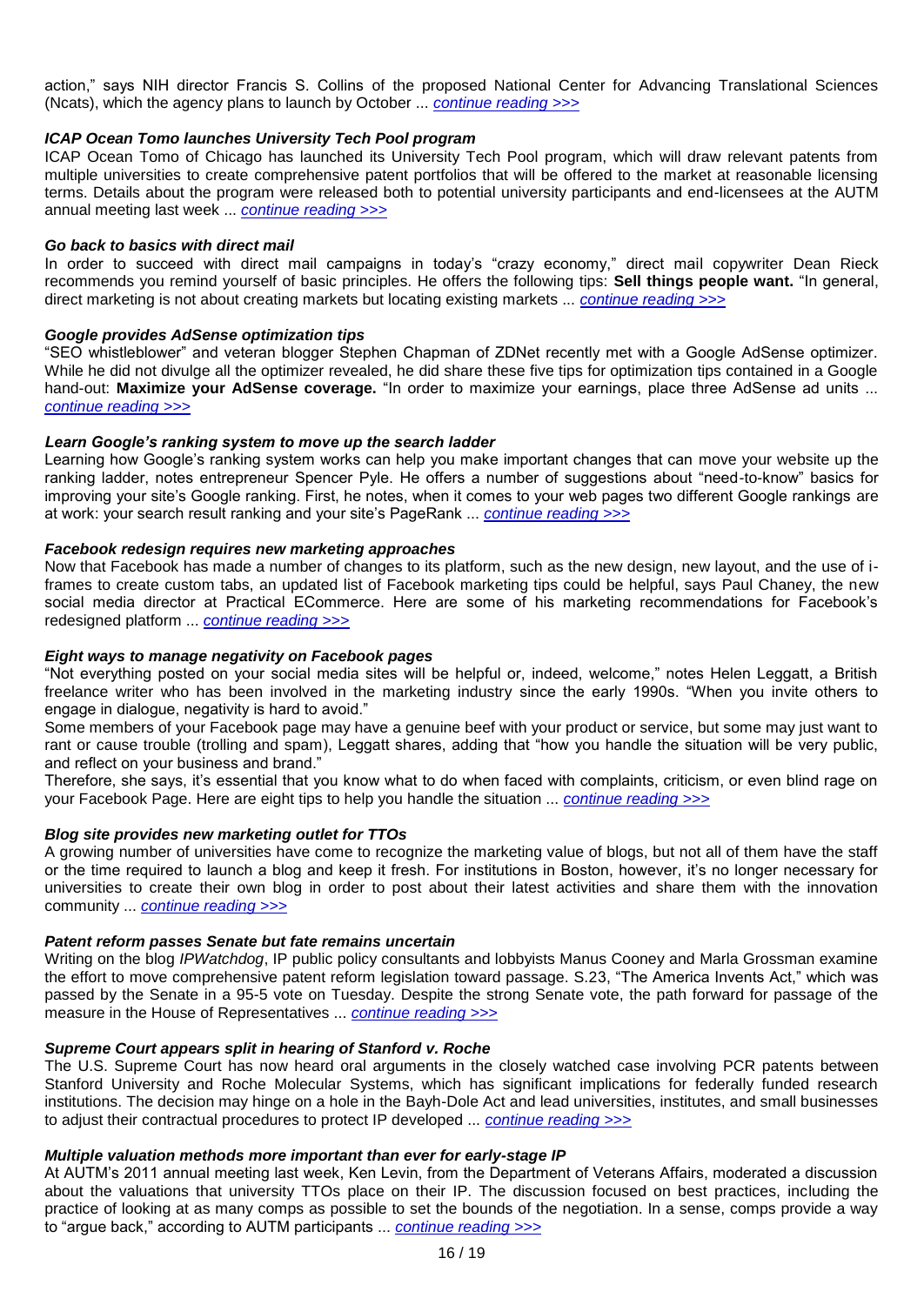action," says NIH director Francis S. Collins of the proposed National Center for Advancing Translational Sciences (Ncats), which the agency plans to launch by October ... *continue reading >>>*

### *ICAP Ocean Tomo launches University Tech Pool program*

ICAP Ocean Tomo of Chicago has launched its University Tech Pool program, which will draw relevant patents from multiple universities to create comprehensive patent portfolios that will be offered to the market at reasonable licensing terms. Details about the program were released both to potential university participants and end-licensees at the AUTM annual meeting last week ... *continue reading >>>*

### *Go back to basics with direct mail*

In order to succeed with direct mail campaigns in today's "crazy economy," direct mail copywriter Dean Rieck recommends you remind yourself of basic principles. He offers the following tips: **Sell things people want.** "In general, direct marketing is not about creating markets but locating existing markets ... *continue reading >>>*

### *Google provides AdSense optimization tips*

"SEO whistleblower" and veteran blogger Stephen Chapman of ZDNet recently met with a Google AdSense optimizer. While he did not divulge all the optimizer revealed, he did share these five tips for optimization tips contained in a Google hand-out: **Maximize your AdSense coverage.** "In order to maximize your earnings, place three AdSense ad units ... *continue reading >>>*

### *Learn Google's ranking system to move up the search ladder*

Learning how Google's ranking system works can help you make important changes that can move your website up the ranking ladder, notes entrepreneur Spencer Pyle. He offers a number of suggestions about "need-to-know" basics for improving your site's Google ranking. First, he notes, when it comes to your web pages two different Google rankings are at work: your search result ranking and your site's PageRank ... *continue reading >>>*

### *Facebook redesign requires new marketing approaches*

Now that Facebook has made a number of changes to its platform, such as the new design, new layout, and the use of i-frames to create custom tabs, an updated list of Facebook marketing tips could be helpful, says Paul Chaney, the new social media director at Practical ECommerce. Here are some of his marketing recommendations for Facebook's redesigned platform ... *continue reading >>>*

### *Eight ways to manage negativity on Facebook pages*

"Not everything posted on your social media sites will be helpful or, indeed, welcome," notes Helen Leggatt, a British freelance writer who has been involved in the marketing industry since the early 1990s. "When you invite others to engage in dialogue, negativity is hard to avoid."

Some members of your Facebook page may have a genuine beef with your product or service, but some may just want to rant or cause trouble (trolling and spam), Leggatt shares, adding that "how you handle the situation will be very public, and reflect on your business and brand."

Therefore, she says, it's essential that you know what to do when faced with complaints, criticism, or even blind rage on your Facebook Page. Here are eight tips to help you handle the situation ... *continue reading >>>*

### *Blog site provides new marketing outlet for TTOs*

A growing number of universities have come to recognize the marketing value of blogs, but not all of them have the staff or the time required to launch a blog and keep it fresh. For institutions in Boston, however, it's no longer necessary for universities to create their own blog in order to post about their latest activities and share them with the innovation community ... *continue reading >>>*

### *Patent reform passes Senate but fate remains uncertain*

Writing on the blog *IPWatchdog*, IP public policy consultants and lobbyists Manus Cooney and Marla Grossman examine the effort to move comprehensive patent reform legislation toward passage. S.23, "The America Invents Act," which was passed by the Senate in a 95-5 vote on Tuesday. Despite the strong Senate vote, the path forward for passage of the measure in the House of Representatives ... *continue reading >>>*

### *Supreme Court appears split in hearing of Stanford v. Roche*

The U.S. Supreme Court has now heard oral arguments in the closely watched case involving PCR patents between Stanford University and Roche Molecular Systems, which has significant implications for federally funded research institutions. The decision may hinge on a hole in the Bayh-Dole Act and lead universities, institutes, and small businesses to adjust their contractual procedures to protect IP developed ... *continue reading >>>*

### *Multiple valuation methods more important than ever for early-stage IP*

At AUTM's 2011 annual meeting last week, Ken Levin, from the Department of Veterans Affairs, moderated a discussion about the valuations that university TTOs place on their IP. The discussion focused on best practices, including the practice of looking at as many comps as possible to set the bounds of the negotiation. In a sense, comps provide a way to "argue back," according to AUTM participants ... *continue reading >>>*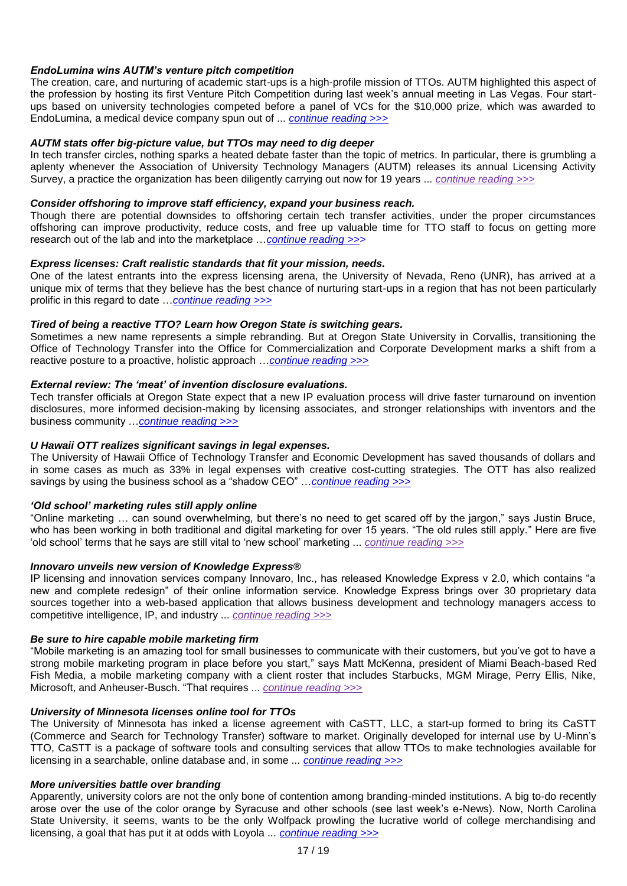***EndoLumina wins AUTM's venture pitch competition***

The creation, care, and nurturing of academic start-ups is a high-profile mission of TTOs. AUTM highlighted this aspect of the profession by hosting its first Venture Pitch Competition during last week's annual meeting in Las Vegas. Four start-ups based on university technologies competed before a panel of VCs for the $10,000 prize, which was awarded to EndoLumina, a medical device company spun out of ... *continue reading >>>*

***AUTM stats offer big-picture value, but TTOs may need to dig deeper***

In tech transfer circles, nothing sparks a heated debate faster than the topic of metrics. In particular, there is grumbling a aplenty whenever the Association of University Technology Managers (AUTM) releases its annual Licensing Activity Survey, a practice the organization has been diligently carrying out now for 19 years ... *continue reading >>>*

***Consider offshoring to improve staff efficiency, expand your business reach.***

Though there are potential downsides to offshoring certain tech transfer activities, under the proper circumstances offshoring can improve productivity, reduce costs, and free up valuable time for TTO staff to focus on getting more research out of the lab and into the marketplace …*continue reading >>>*

***Express licenses: Craft realistic standards that fit your mission, needs.***

One of the latest entrants into the express licensing arena, the University of Nevada, Reno (UNR), has arrived at a unique mix of terms that they believe has the best chance of nurturing start-ups in a region that has not been particularly prolific in this regard to date …*continue reading >>>*

***Tired of being a reactive TTO? Learn how Oregon State is switching gears.***

Sometimes a new name represents a simple rebranding. But at Oregon State University in Corvallis, transitioning the Office of Technology Transfer into the Office for Commercialization and Corporate Development marks a shift from a reactive posture to a proactive, holistic approach …*continue reading >>>*

***External review: The 'meat' of invention disclosure evaluations.***

Tech transfer officials at Oregon State expect that a new IP evaluation process will drive faster turnaround on invention disclosures, more informed decision-making by licensing associates, and stronger relationships with inventors and the business community …*continue reading >>>*

***U Hawaii OTT realizes significant savings in legal expenses.***

The University of Hawaii Office of Technology Transfer and Economic Development has saved thousands of dollars and in some cases as much as 33% in legal expenses with creative cost-cutting strategies. The OTT has also realized savings by using the business school as a "shadow CEO" …*continue reading >>>*

***'Old school' marketing rules still apply online***

"Online marketing … can sound overwhelming, but there's no need to get scared off by the jargon," says Justin Bruce, who has been working in both traditional and digital marketing for over 15 years. "The old rules still apply." Here are five 'old school' terms that he says are still vital to 'new school' marketing ... *continue reading >>>*

***Innovaro unveils new version of Knowledge Express®***

IP licensing and innovation services company Innovaro, Inc., has released Knowledge Express v 2.0, which contains "a new and complete redesign" of their online information service. Knowledge Express brings over 30 proprietary data sources together into a web-based application that allows business development and technology managers access to competitive intelligence, IP, and industry ... *continue reading >>>*

***Be sure to hire capable mobile marketing firm***

"Mobile marketing is an amazing tool for small businesses to communicate with their customers, but you've got to have a strong mobile marketing program in place before you start," says Matt McKenna, president of Miami Beach-based Red Fish Media, a mobile marketing company with a client roster that includes Starbucks, MGM Mirage, Perry Ellis, Nike, Microsoft, and Anheuser-Busch. "That requires ... *continue reading >>>*

***University of Minnesota licenses online tool for TTOs***

The University of Minnesota has inked a license agreement with CaSTT, LLC, a start-up formed to bring its CaSTT (Commerce and Search for Technology Transfer) software to market. Originally developed for internal use by U-Minn's TTO, CaSTT is a package of software tools and consulting services that allow TTOs to make technologies available for licensing in a searchable, online database and, in some ... *continue reading >>>*

***More universities battle over branding***

Apparently, university colors are not the only bone of contention among branding-minded institutions. A big to-do recently arose over the use of the color orange by Syracuse and other schools (see last week's e-News). Now, North Carolina State University, it seems, wants to be the only Wolfpack prowling the lucrative world of college merchandising and licensing, a goal that has put it at odds with Loyola ... *continue reading >>>*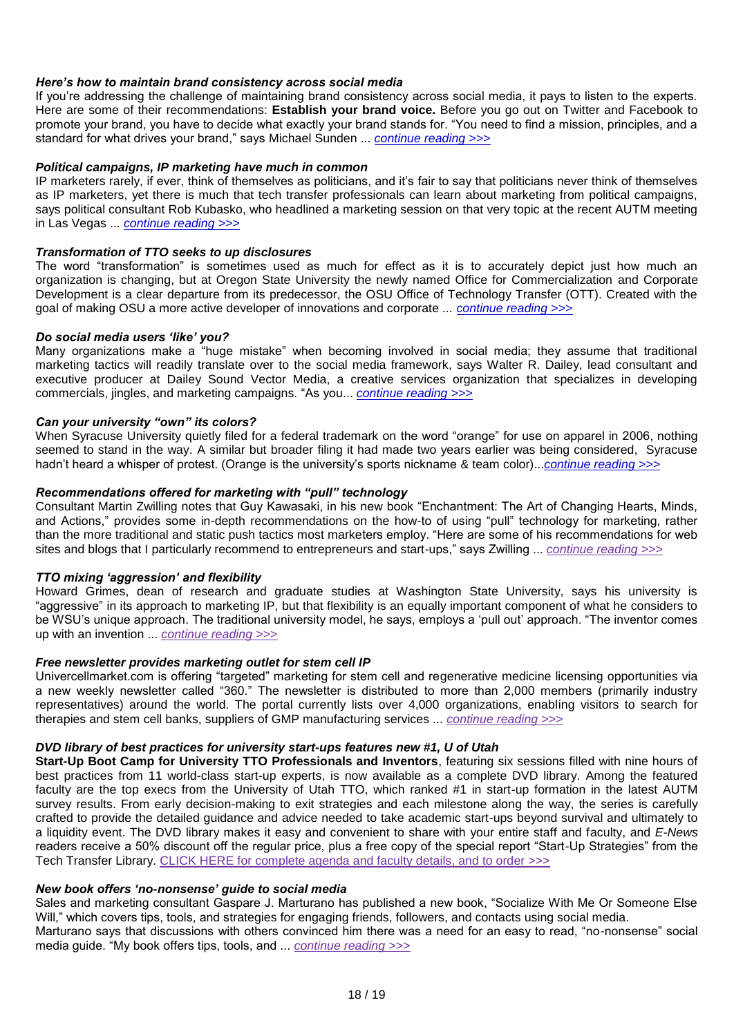***Here's how to maintain brand consistency across social media***

If you're addressing the challenge of maintaining brand consistency across social media, it pays to listen to the experts. Here are some of their recommendations: **Establish your brand voice.** Before you go out on Twitter and Facebook to promote your brand, you have to decide what exactly your brand stands for. "You need to find a mission, principles, and a standard for what drives your brand," says Michael Sunden ... *continue reading >>>*

***Political campaigns, IP marketing have much in common***

IP marketers rarely, if ever, think of themselves as politicians, and it's fair to say that politicians never think of themselves as IP marketers, yet there is much that tech transfer professionals can learn about marketing from political campaigns, says political consultant Rob Kubasko, who headlined a marketing session on that very topic at the recent AUTM meeting in Las Vegas ... *continue reading >>>*

***Transformation of TTO seeks to up disclosures***

The word "transformation" is sometimes used as much for effect as it is to accurately depict just how much an organization is changing, but at Oregon State University the newly named Office for Commercialization and Corporate Development is a clear departure from its predecessor, the OSU Office of Technology Transfer (OTT). Created with the goal of making OSU a more active developer of innovations and corporate ... *continue reading >>>*

***Do social media users 'like' you?***

Many organizations make a "huge mistake" when becoming involved in social media; they assume that traditional marketing tactics will readily translate over to the social media framework, says Walter R. Dailey, lead consultant and executive producer at Dailey Sound Vector Media, a creative services organization that specializes in developing commercials, jingles, and marketing campaigns. "As you... *continue reading >>>*

***Can your university "own" its colors?***

When Syracuse University quietly filed for a federal trademark on the word "orange" for use on apparel in 2006, nothing seemed to stand in the way. A similar but broader filing it had made two years earlier was being considered, Syracuse hadn't heard a whisper of protest. (Orange is the university's sports nickname & team color)...*continue reading >>>*

***Recommendations offered for marketing with "pull" technology***

Consultant Martin Zwilling notes that Guy Kawasaki, in his new book "Enchantment: The Art of Changing Hearts, Minds, and Actions," provides some in-depth recommendations on the how-to of using "pull" technology for marketing, rather than the more traditional and static push tactics most marketers employ. "Here are some of his recommendations for web sites and blogs that I particularly recommend to entrepreneurs and start-ups," says Zwilling ... *continue reading >>>*

***TTO mixing 'aggression' and flexibility***

Howard Grimes, dean of research and graduate studies at Washington State University, says his university is "aggressive" in its approach to marketing IP, but that flexibility is an equally important component of what he considers to be WSU's unique approach. The traditional university model, he says, employs a 'pull out' approach. "The inventor comes up with an invention ... *continue reading >>>*

***Free newsletter provides marketing outlet for stem cell IP***

Univercellmarket.com is offering "targeted" marketing for stem cell and regenerative medicine licensing opportunities via a new weekly newsletter called "360." The newsletter is distributed to more than 2,000 members (primarily industry representatives) around the world. The portal currently lists over 4,000 organizations, enabling visitors to search for therapies and stem cell banks, suppliers of GMP manufacturing services ... *continue reading >>>*

***DVD library of best practices for university start-ups features new #1, U of Utah***

**Start-Up Boot Camp for University TTO Professionals and Inventors**, featuring six sessions filled with nine hours of best practices from 11 world-class start-up experts, is now available as a complete DVD library. Among the featured faculty are the top execs from the University of Utah TTO, which ranked #1 in start-up formation in the latest AUTM survey results. From early decision-making to exit strategies and each milestone along the way, the series is carefully crafted to provide the detailed guidance and advice needed to take academic start-ups beyond survival and ultimately to a liquidity event. The DVD library makes it easy and convenient to share with your entire staff and faculty, and *E-News* readers receive a 50% discount off the regular price, plus a free copy of the special report "Start-Up Strategies" from the Tech Transfer Library. CLICK HERE for complete agenda and faculty details, and to order >>>

***New book offers 'no-nonsense' guide to social media***

Sales and marketing consultant Gaspare J. Marturano has published a new book, "Socialize With Me Or Someone Else Will," which covers tips, tools, and strategies for engaging friends, followers, and contacts using social media.

Marturano says that discussions with others convinced him there was a need for an easy to read, "no-nonsense" social media guide. "My book offers tips, tools, and ... *continue reading >>>*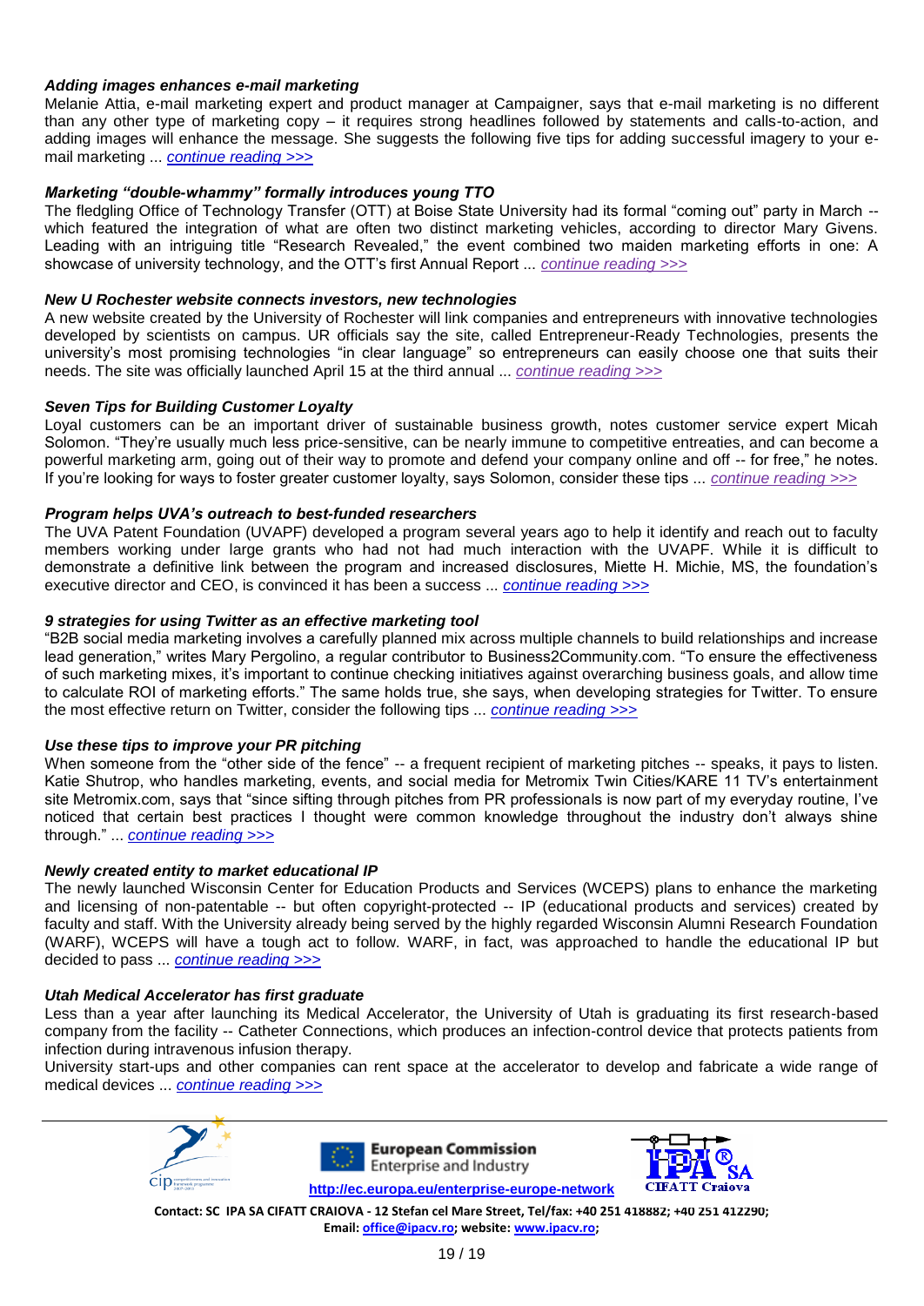***Adding images enhances e-mail marketing***

Melanie Attia, e-mail marketing expert and product manager at Campaigner, says that e-mail marketing is no different than any other type of marketing copy – it requires strong headlines followed by statements and calls-to-action, and adding images will enhance the message. She suggests the following five tips for adding successful imagery to your e-mail marketing ... *continue reading >>>*

***Marketing "double-whammy" formally introduces young TTO***

The fledgling Office of Technology Transfer (OTT) at Boise State University had its formal "coming out" party in March -- which featured the integration of what are often two distinct marketing vehicles, according to director Mary Givens. Leading with an intriguing title "Research Revealed," the event combined two maiden marketing efforts in one: A showcase of university technology, and the OTT's first Annual Report ... *continue reading >>>*

***New U Rochester website connects investors, new technologies***

A new website created by the University of Rochester will link companies and entrepreneurs with innovative technologies developed by scientists on campus. UR officials say the site, called Entrepreneur-Ready Technologies, presents the university's most promising technologies "in clear language" so entrepreneurs can easily choose one that suits their needs. The site was officially launched April 15 at the third annual ... *continue reading >>>*

***Seven Tips for Building Customer Loyalty***

Loyal customers can be an important driver of sustainable business growth, notes customer service expert Micah Solomon. "They're usually much less price-sensitive, can be nearly immune to competitive entreaties, and can become a powerful marketing arm, going out of their way to promote and defend your company online and off -- for free," he notes. If you're looking for ways to foster greater customer loyalty, says Solomon, consider these tips ... *continue reading >>>*

***Program helps UVA's outreach to best-funded researchers***

The UVA Patent Foundation (UVAPF) developed a program several years ago to help it identify and reach out to faculty members working under large grants who had not had much interaction with the UVAPF. While it is difficult to demonstrate a definitive link between the program and increased disclosures, Miette H. Michie, MS, the foundation's executive director and CEO, is convinced it has been a success ... *continue reading >>>*

***9 strategies for using Twitter as an effective marketing tool***

"B2B social media marketing involves a carefully planned mix across multiple channels to build relationships and increase lead generation," writes Mary Pergolino, a regular contributor to Business2Community.com. "To ensure the effectiveness of such marketing mixes, it's important to continue checking initiatives against overarching business goals, and allow time to calculate ROI of marketing efforts." The same holds true, she says, when developing strategies for Twitter. To ensure the most effective return on Twitter, consider the following tips ... *continue reading >>>*

***Use these tips to improve your PR pitching***

When someone from the "other side of the fence" -- a frequent recipient of marketing pitches -- speaks, it pays to listen. Katie Shutrop, who handles marketing, events, and social media for Metromix Twin Cities/KARE 11 TV's entertainment site Metromix.com, says that "since sifting through pitches from PR professionals is now part of my everyday routine, I've noticed that certain best practices I thought were common knowledge throughout the industry don't always shine through." ... *continue reading >>>*

***Newly created entity to market educational IP***

The newly launched Wisconsin Center for Education Products and Services (WCEPS) plans to enhance the marketing and licensing of non-patentable -- but often copyright-protected -- IP (educational products and services) created by faculty and staff. With the University already being served by the highly regarded Wisconsin Alumni Research Foundation (WARF), WCEPS will have a tough act to follow. WARF, in fact, was approached to handle the educational IP but decided to pass ... *continue reading >>>*

***Utah Medical Accelerator has first graduate***

Less than a year after launching its Medical Accelerator, the University of Utah is graduating its first research-based company from the facility -- Catheter Connections, which produces an infection-control device that protects patients from infection during intravenous infusion therapy.

University start-ups and other companies can rent space at the accelerator to develop and fabricate a wide range of medical devices ... *continue reading >>>*

European Commission
Enterprise and Industry

http://ec.europa.eu/enterprise-europe-network

**Contact: SC IPA SA CIFATT CRAIOVA - 12 Stefan cel Mare Street, Tel/fax: +40 251 418882; +40 251 412290; Email: office@ipacv.ro; website: www.ipacv.ro;**